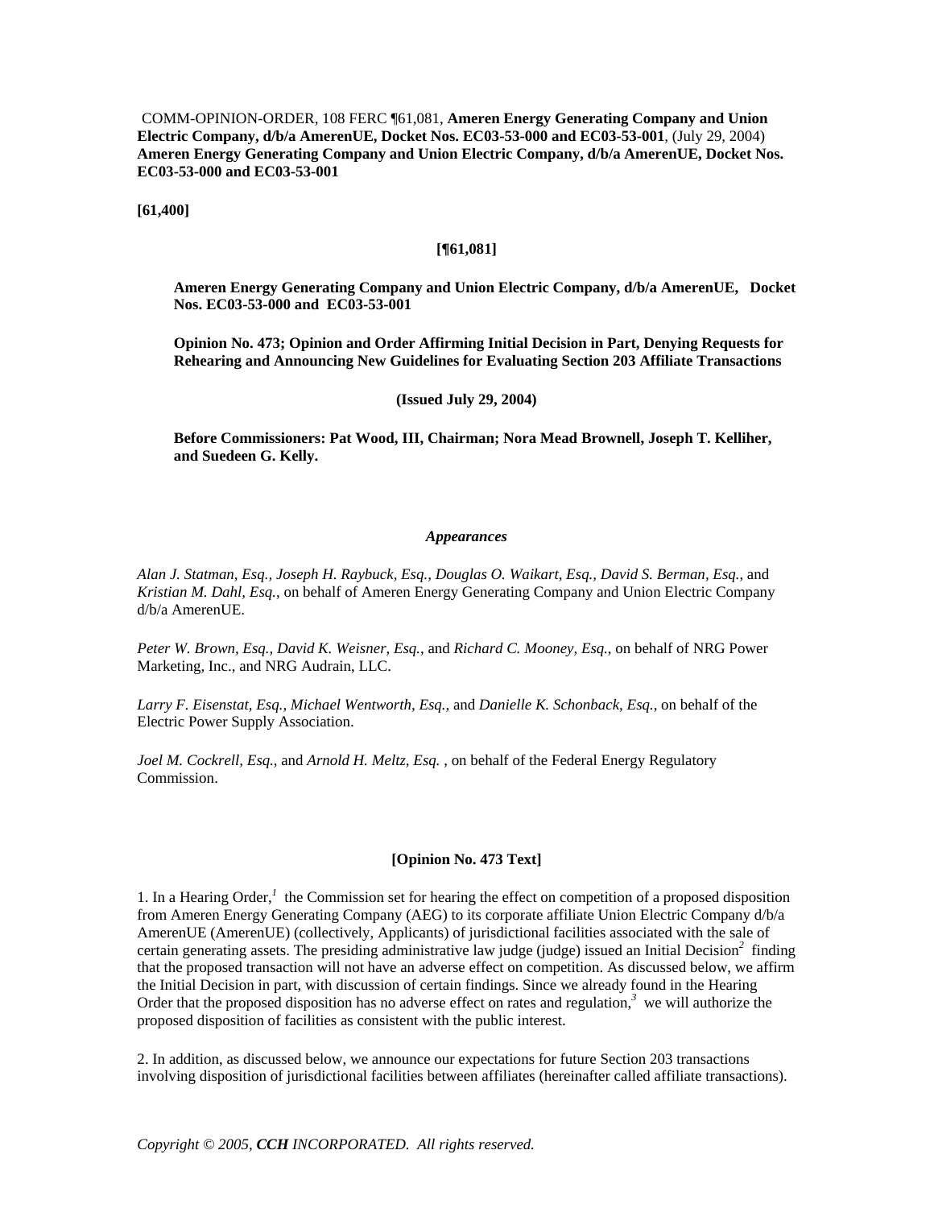COMM-OPINION-ORDER, 108 FERC ¶61,081, **Ameren Energy Generating Company and Union Electric Company, d/b/a AmerenUE, Docket Nos. EC03-53-000 and EC03-53-001**, (July 29, 2004) **Ameren Energy Generating Company and Union Electric Company, d/b/a AmerenUE, Docket Nos. EC03-53-000 and EC03-53-001**

**[61,400]**

**[¶61,081]**

**Ameren Energy Generating Company and Union Electric Company, d/b/a AmerenUE, Docket Nos. EC03-53-000 and EC03-53-001**

**Opinion No. 473; Opinion and Order Affirming Initial Decision in Part, Denying Requests for Rehearing and Announcing New Guidelines for Evaluating Section 203 Affiliate Transactions**

**(Issued July 29, 2004)**

**Before Commissioners: Pat Wood, III, Chairman; Nora Mead Brownell, Joseph T. Kelliher, and Suedeen G. Kelly.**

***Appearances***

*Alan J. Statman, Esq., Joseph H. Raybuck, Esq., Douglas O. Waikart, Esq., David S. Berman, Esq.,* and *Kristian M. Dahl, Esq.*, on behalf of Ameren Energy Generating Company and Union Electric Company d/b/a AmerenUE.

*Peter W. Brown, Esq., David K. Weisner, Esq.,* and *Richard C. Mooney, Esq.*, on behalf of NRG Power Marketing, Inc., and NRG Audrain, LLC.

*Larry F. Eisenstat, Esq., Michael Wentworth, Esq.,* and *Danielle K. Schonback, Esq.*, on behalf of the Electric Power Supply Association.

*Joel M. Cockrell, Esq.,* and *Arnold H. Meltz, Esq.* , on behalf of the Federal Energy Regulatory Commission.

**[Opinion No. 473 Text]**

1. In a Hearing Order,[1] the Commission set for hearing the effect on competition of a proposed disposition from Ameren Energy Generating Company (AEG) to its corporate affiliate Union Electric Company d/b/a AmerenUE (AmerenUE) (collectively, Applicants) of jurisdictional facilities associated with the sale of certain generating assets. The presiding administrative law judge (judge) issued an Initial Decision[2] finding that the proposed transaction will not have an adverse effect on competition. As discussed below, we affirm the Initial Decision in part, with discussion of certain findings. Since we already found in the Hearing Order that the proposed disposition has no adverse effect on rates and regulation,[3] we will authorize the proposed disposition of facilities as consistent with the public interest.

2. In addition, as discussed below, we announce our expectations for future Section 203 transactions involving disposition of jurisdictional facilities between affiliates (hereinafter called affiliate transactions).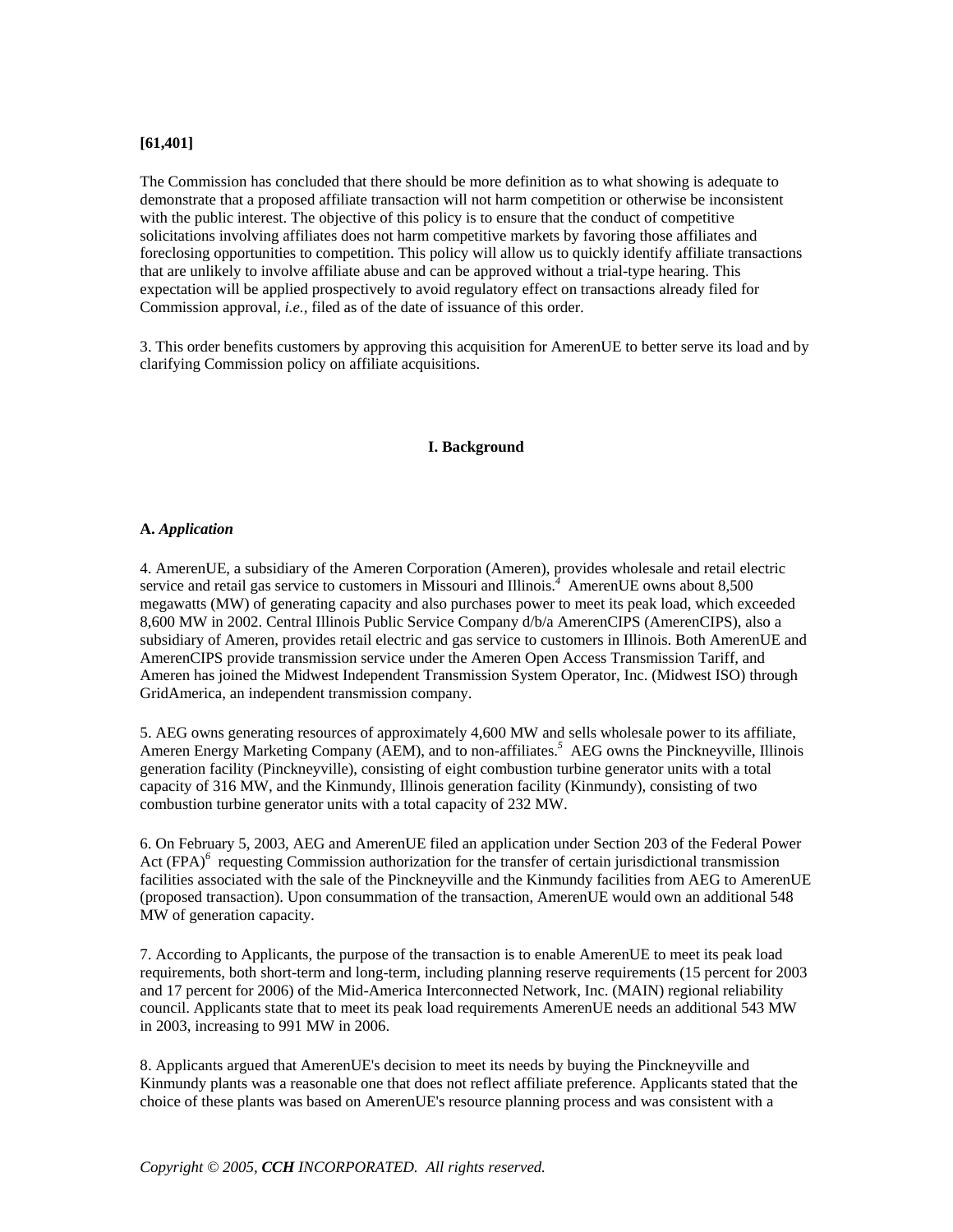**[61,401]**

The Commission has concluded that there should be more definition as to what showing is adequate to demonstrate that a proposed affiliate transaction will not harm competition or otherwise be inconsistent with the public interest. The objective of this policy is to ensure that the conduct of competitive solicitations involving affiliates does not harm competitive markets by favoring those affiliates and foreclosing opportunities to competition. This policy will allow us to quickly identify affiliate transactions that are unlikely to involve affiliate abuse and can be approved without a trial-type hearing. This expectation will be applied prospectively to avoid regulatory effect on transactions already filed for Commission approval, *i.e.*, filed as of the date of issuance of this order.

3. This order benefits customers by approving this acquisition for AmerenUE to better serve its load and by clarifying Commission policy on affiliate acquisitions.

## I. Background

### A. *Application*

4. AmerenUE, a subsidiary of the Ameren Corporation (Ameren), provides wholesale and retail electric service and retail gas service to customers in Missouri and Illinois.[4] AmerenUE owns about 8,500 megawatts (MW) of generating capacity and also purchases power to meet its peak load, which exceeded 8,600 MW in 2002. Central Illinois Public Service Company d/b/a AmerenCIPS (AmerenCIPS), also a subsidiary of Ameren, provides retail electric and gas service to customers in Illinois. Both AmerenUE and AmerenCIPS provide transmission service under the Ameren Open Access Transmission Tariff, and Ameren has joined the Midwest Independent Transmission System Operator, Inc. (Midwest ISO) through GridAmerica, an independent transmission company.

5. AEG owns generating resources of approximately 4,600 MW and sells wholesale power to its affiliate, Ameren Energy Marketing Company (AEM), and to non-affiliates.[5] AEG owns the Pinckneyville, Illinois generation facility (Pinckneyville), consisting of eight combustion turbine generator units with a total capacity of 316 MW, and the Kinmundy, Illinois generation facility (Kinmundy), consisting of two combustion turbine generator units with a total capacity of 232 MW.

6. On February 5, 2003, AEG and AmerenUE filed an application under Section 203 of the Federal Power Act (FPA)[6] requesting Commission authorization for the transfer of certain jurisdictional transmission facilities associated with the sale of the Pinckneyville and the Kinmundy facilities from AEG to AmerenUE (proposed transaction). Upon consummation of the transaction, AmerenUE would own an additional 548 MW of generation capacity.

7. According to Applicants, the purpose of the transaction is to enable AmerenUE to meet its peak load requirements, both short-term and long-term, including planning reserve requirements (15 percent for 2003 and 17 percent for 2006) of the Mid-America Interconnected Network, Inc. (MAIN) regional reliability council. Applicants state that to meet its peak load requirements AmerenUE needs an additional 543 MW in 2003, increasing to 991 MW in 2006.

8. Applicants argued that AmerenUE's decision to meet its needs by buying the Pinckneyville and Kinmundy plants was a reasonable one that does not reflect affiliate preference. Applicants stated that the choice of these plants was based on AmerenUE's resource planning process and was consistent with a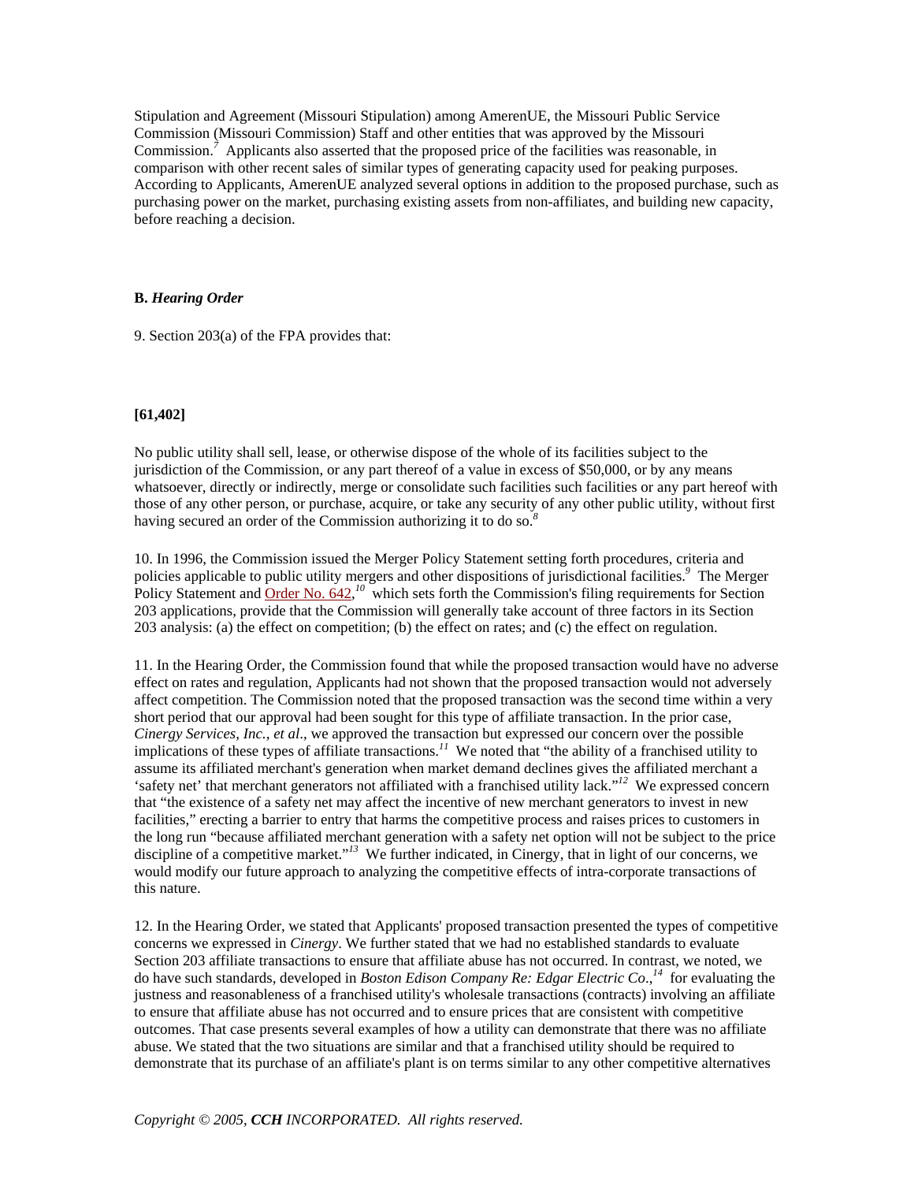Stipulation and Agreement (Missouri Stipulation) among AmerenUE, the Missouri Public Service Commission (Missouri Commission) Staff and other entities that was approved by the Missouri Commission.[7] Applicants also asserted that the proposed price of the facilities was reasonable, in comparison with other recent sales of similar types of generating capacity used for peaking purposes. According to Applicants, AmerenUE analyzed several options in addition to the proposed purchase, such as purchasing power on the market, purchasing existing assets from non-affiliates, and building new capacity, before reaching a decision.

### B. *Hearing Order*

9. Section 203(a) of the FPA provides that:

**[61,402]**

No public utility shall sell, lease, or otherwise dispose of the whole of its facilities subject to the jurisdiction of the Commission, or any part thereof of a value in excess of $50,000, or by any means whatsoever, directly or indirectly, merge or consolidate such facilities such facilities or any part hereof with those of any other person, or purchase, acquire, or take any security of any other public utility, without first having secured an order of the Commission authorizing it to do so.[8]

10. In 1996, the Commission issued the Merger Policy Statement setting forth procedures, criteria and policies applicable to public utility mergers and other dispositions of jurisdictional facilities.[9] The Merger Policy Statement and Order No. 642,[10] which sets forth the Commission's filing requirements for Section 203 applications, provide that the Commission will generally take account of three factors in its Section 203 analysis: (a) the effect on competition; (b) the effect on rates; and (c) the effect on regulation.

11. In the Hearing Order, the Commission found that while the proposed transaction would have no adverse effect on rates and regulation, Applicants had not shown that the proposed transaction would not adversely affect competition. The Commission noted that the proposed transaction was the second time within a very short period that our approval had been sought for this type of affiliate transaction. In the prior case, *Cinergy Services, Inc., et al*., we approved the transaction but expressed our concern over the possible implications of these types of affiliate transactions.[11] We noted that "the ability of a franchised utility to assume its affiliated merchant's generation when market demand declines gives the affiliated merchant a 'safety net' that merchant generators not affiliated with a franchised utility lack."[12] We expressed concern that "the existence of a safety net may affect the incentive of new merchant generators to invest in new facilities," erecting a barrier to entry that harms the competitive process and raises prices to customers in the long run "because affiliated merchant generation with a safety net option will not be subject to the price discipline of a competitive market."[13] We further indicated, in Cinergy, that in light of our concerns, we would modify our future approach to analyzing the competitive effects of intra-corporate transactions of this nature.

12. In the Hearing Order, we stated that Applicants' proposed transaction presented the types of competitive concerns we expressed in *Cinergy*. We further stated that we had no established standards to evaluate Section 203 affiliate transactions to ensure that affiliate abuse has not occurred. In contrast, we noted, we do have such standards, developed in *Boston Edison Company Re: Edgar Electric Co*.,[14] for evaluating the justness and reasonableness of a franchised utility's wholesale transactions (contracts) involving an affiliate to ensure that affiliate abuse has not occurred and to ensure prices that are consistent with competitive outcomes. That case presents several examples of how a utility can demonstrate that there was no affiliate abuse. We stated that the two situations are similar and that a franchised utility should be required to demonstrate that its purchase of an affiliate's plant is on terms similar to any other competitive alternatives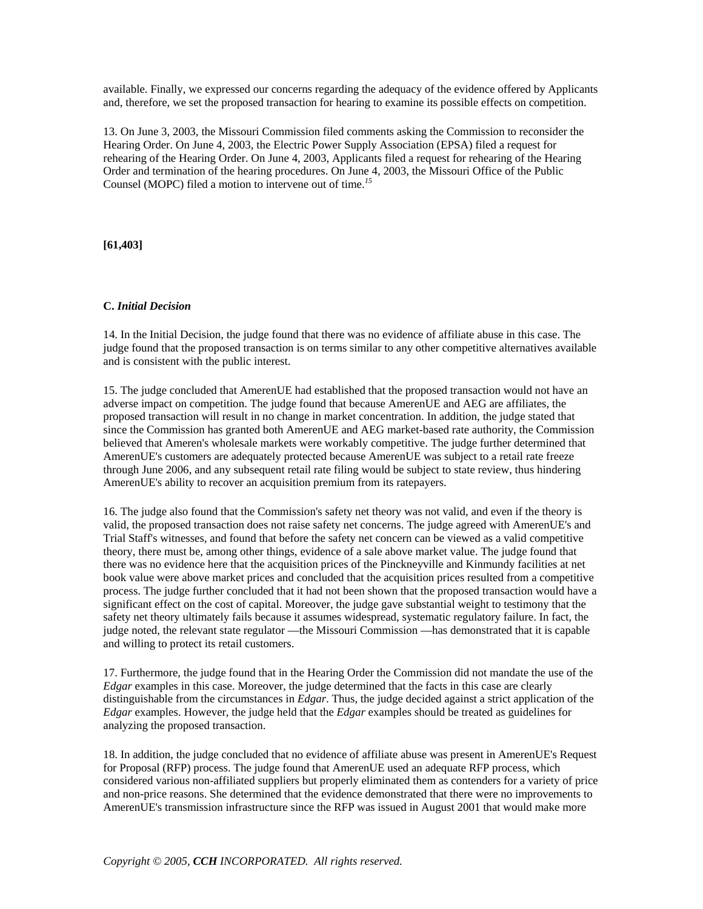available. Finally, we expressed our concerns regarding the adequacy of the evidence offered by Applicants and, therefore, we set the proposed transaction for hearing to examine its possible effects on competition.

13. On June 3, 2003, the Missouri Commission filed comments asking the Commission to reconsider the Hearing Order. On June 4, 2003, the Electric Power Supply Association (EPSA) filed a request for rehearing of the Hearing Order. On June 4, 2003, Applicants filed a request for rehearing of the Hearing Order and termination of the hearing procedures. On June 4, 2003, the Missouri Office of the Public Counsel (MOPC) filed a motion to intervene out of time.[15]

**[61,403]**

**C. *Initial Decision***

14. In the Initial Decision, the judge found that there was no evidence of affiliate abuse in this case. The judge found that the proposed transaction is on terms similar to any other competitive alternatives available and is consistent with the public interest.

15. The judge concluded that AmerenUE had established that the proposed transaction would not have an adverse impact on competition. The judge found that because AmerenUE and AEG are affiliates, the proposed transaction will result in no change in market concentration. In addition, the judge stated that since the Commission has granted both AmerenUE and AEG market-based rate authority, the Commission believed that Ameren's wholesale markets were workably competitive. The judge further determined that AmerenUE's customers are adequately protected because AmerenUE was subject to a retail rate freeze through June 2006, and any subsequent retail rate filing would be subject to state review, thus hindering AmerenUE's ability to recover an acquisition premium from its ratepayers.

16. The judge also found that the Commission's safety net theory was not valid, and even if the theory is valid, the proposed transaction does not raise safety net concerns. The judge agreed with AmerenUE's and Trial Staff's witnesses, and found that before the safety net concern can be viewed as a valid competitive theory, there must be, among other things, evidence of a sale above market value. The judge found that there was no evidence here that the acquisition prices of the Pinckneyville and Kinmundy facilities at net book value were above market prices and concluded that the acquisition prices resulted from a competitive process. The judge further concluded that it had not been shown that the proposed transaction would have a significant effect on the cost of capital. Moreover, the judge gave substantial weight to testimony that the safety net theory ultimately fails because it assumes widespread, systematic regulatory failure. In fact, the judge noted, the relevant state regulator —the Missouri Commission —has demonstrated that it is capable and willing to protect its retail customers.

17. Furthermore, the judge found that in the Hearing Order the Commission did not mandate the use of the *Edgar* examples in this case. Moreover, the judge determined that the facts in this case are clearly distinguishable from the circumstances in *Edgar*. Thus, the judge decided against a strict application of the *Edgar* examples. However, the judge held that the *Edgar* examples should be treated as guidelines for analyzing the proposed transaction.

18. In addition, the judge concluded that no evidence of affiliate abuse was present in AmerenUE's Request for Proposal (RFP) process. The judge found that AmerenUE used an adequate RFP process, which considered various non-affiliated suppliers but properly eliminated them as contenders for a variety of price and non-price reasons. She determined that the evidence demonstrated that there were no improvements to AmerenUE's transmission infrastructure since the RFP was issued in August 2001 that would make more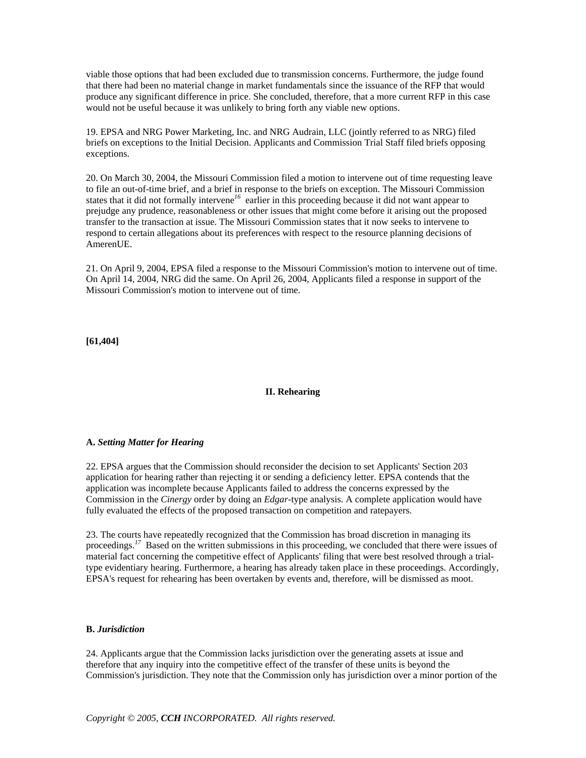viable those options that had been excluded due to transmission concerns. Furthermore, the judge found that there had been no material change in market fundamentals since the issuance of the RFP that would produce any significant difference in price. She concluded, therefore, that a more current RFP in this case would not be useful because it was unlikely to bring forth any viable new options.

19. EPSA and NRG Power Marketing, Inc. and NRG Audrain, LLC (jointly referred to as NRG) filed briefs on exceptions to the Initial Decision. Applicants and Commission Trial Staff filed briefs opposing exceptions.

20. On March 30, 2004, the Missouri Commission filed a motion to intervene out of time requesting leave to file an out-of-time brief, and a brief in response to the briefs on exception. The Missouri Commission states that it did not formally intervene[16] earlier in this proceeding because it did not want appear to prejudge any prudence, reasonableness or other issues that might come before it arising out the proposed transfer to the transaction at issue. The Missouri Commission states that it now seeks to intervene to respond to certain allegations about its preferences with respect to the resource planning decisions of AmerenUE.

21. On April 9, 2004, EPSA filed a response to the Missouri Commission's motion to intervene out of time. On April 14, 2004, NRG did the same. On April 26, 2004, Applicants filed a response in support of the Missouri Commission's motion to intervene out of time.

**[61,404]**

## II. Rehearing

### A. *Setting Matter for Hearing*

22. EPSA argues that the Commission should reconsider the decision to set Applicants' Section 203 application for hearing rather than rejecting it or sending a deficiency letter. EPSA contends that the application was incomplete because Applicants failed to address the concerns expressed by the Commission in the *Cinergy* order by doing an *Edgar*-type analysis. A complete application would have fully evaluated the effects of the proposed transaction on competition and ratepayers.

23. The courts have repeatedly recognized that the Commission has broad discretion in managing its proceedings.[17] Based on the written submissions in this proceeding, we concluded that there were issues of material fact concerning the competitive effect of Applicants' filing that were best resolved through a trial-type evidentiary hearing. Furthermore, a hearing has already taken place in these proceedings. Accordingly, EPSA's request for rehearing has been overtaken by events and, therefore, will be dismissed as moot.

### B. *Jurisdiction*

24. Applicants argue that the Commission lacks jurisdiction over the generating assets at issue and therefore that any inquiry into the competitive effect of the transfer of these units is beyond the Commission's jurisdiction. They note that the Commission only has jurisdiction over a minor portion of the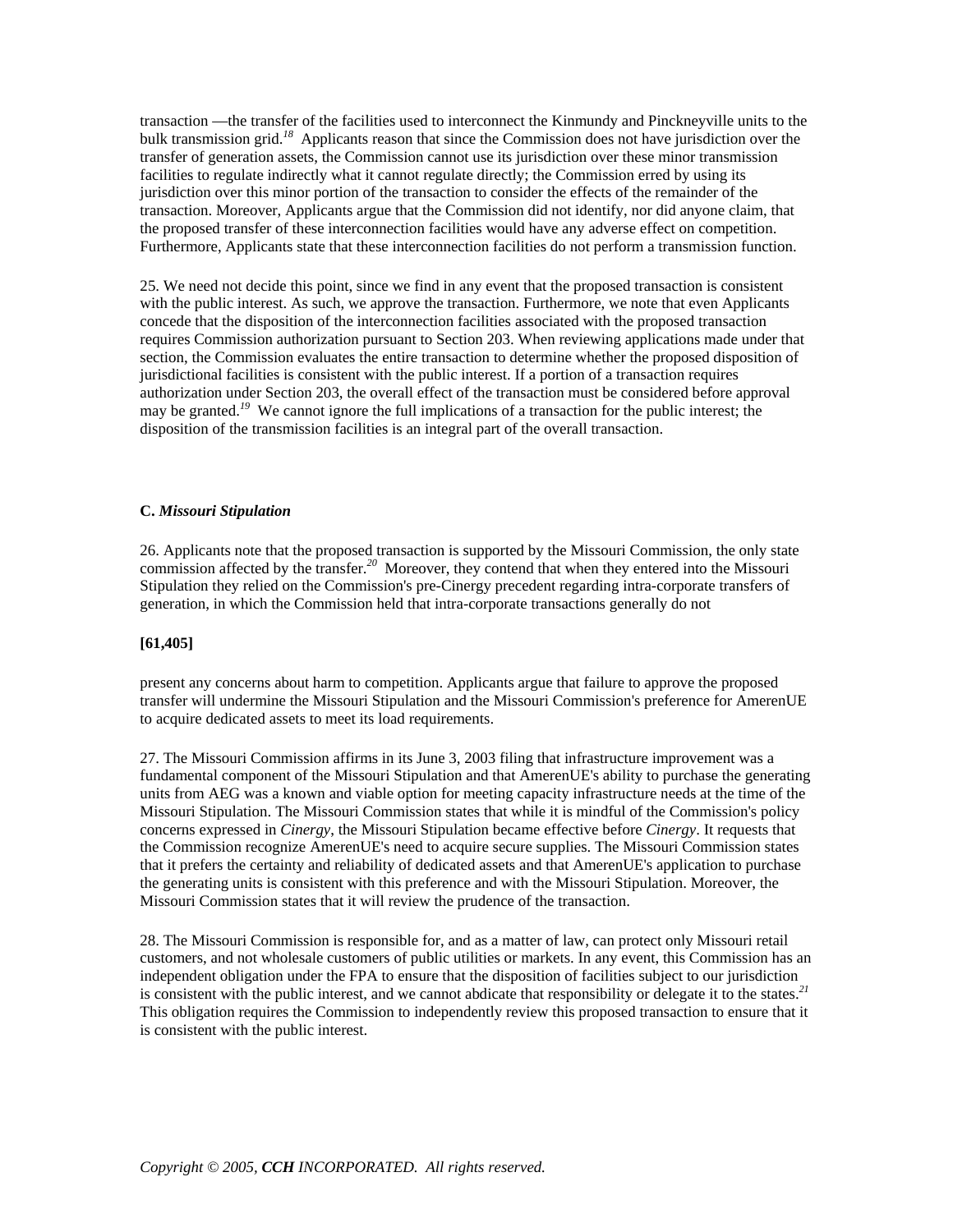transaction —the transfer of the facilities used to interconnect the Kinmundy and Pinckneyville units to the bulk transmission grid.[18] Applicants reason that since the Commission does not have jurisdiction over the transfer of generation assets, the Commission cannot use its jurisdiction over these minor transmission facilities to regulate indirectly what it cannot regulate directly; the Commission erred by using its jurisdiction over this minor portion of the transaction to consider the effects of the remainder of the transaction. Moreover, Applicants argue that the Commission did not identify, nor did anyone claim, that the proposed transfer of these interconnection facilities would have any adverse effect on competition. Furthermore, Applicants state that these interconnection facilities do not perform a transmission function.

25. We need not decide this point, since we find in any event that the proposed transaction is consistent with the public interest. As such, we approve the transaction. Furthermore, we note that even Applicants concede that the disposition of the interconnection facilities associated with the proposed transaction requires Commission authorization pursuant to Section 203. When reviewing applications made under that section, the Commission evaluates the entire transaction to determine whether the proposed disposition of jurisdictional facilities is consistent with the public interest. If a portion of a transaction requires authorization under Section 203, the overall effect of the transaction must be considered before approval may be granted.[19] We cannot ignore the full implications of a transaction for the public interest; the disposition of the transmission facilities is an integral part of the overall transaction.

### C. *Missouri Stipulation*

26. Applicants note that the proposed transaction is supported by the Missouri Commission, the only state commission affected by the transfer.[20] Moreover, they contend that when they entered into the Missouri Stipulation they relied on the Commission's pre-Cinergy precedent regarding intra-corporate transfers of generation, in which the Commission held that intra-corporate transactions generally do not

**[61,405]**

present any concerns about harm to competition. Applicants argue that failure to approve the proposed transfer will undermine the Missouri Stipulation and the Missouri Commission's preference for AmerenUE to acquire dedicated assets to meet its load requirements.

27. The Missouri Commission affirms in its June 3, 2003 filing that infrastructure improvement was a fundamental component of the Missouri Stipulation and that AmerenUE's ability to purchase the generating units from AEG was a known and viable option for meeting capacity infrastructure needs at the time of the Missouri Stipulation. The Missouri Commission states that while it is mindful of the Commission's policy concerns expressed in *Cinergy*, the Missouri Stipulation became effective before *Cinergy*. It requests that the Commission recognize AmerenUE's need to acquire secure supplies. The Missouri Commission states that it prefers the certainty and reliability of dedicated assets and that AmerenUE's application to purchase the generating units is consistent with this preference and with the Missouri Stipulation. Moreover, the Missouri Commission states that it will review the prudence of the transaction.

28. The Missouri Commission is responsible for, and as a matter of law, can protect only Missouri retail customers, and not wholesale customers of public utilities or markets. In any event, this Commission has an independent obligation under the FPA to ensure that the disposition of facilities subject to our jurisdiction is consistent with the public interest, and we cannot abdicate that responsibility or delegate it to the states.[21] This obligation requires the Commission to independently review this proposed transaction to ensure that it is consistent with the public interest.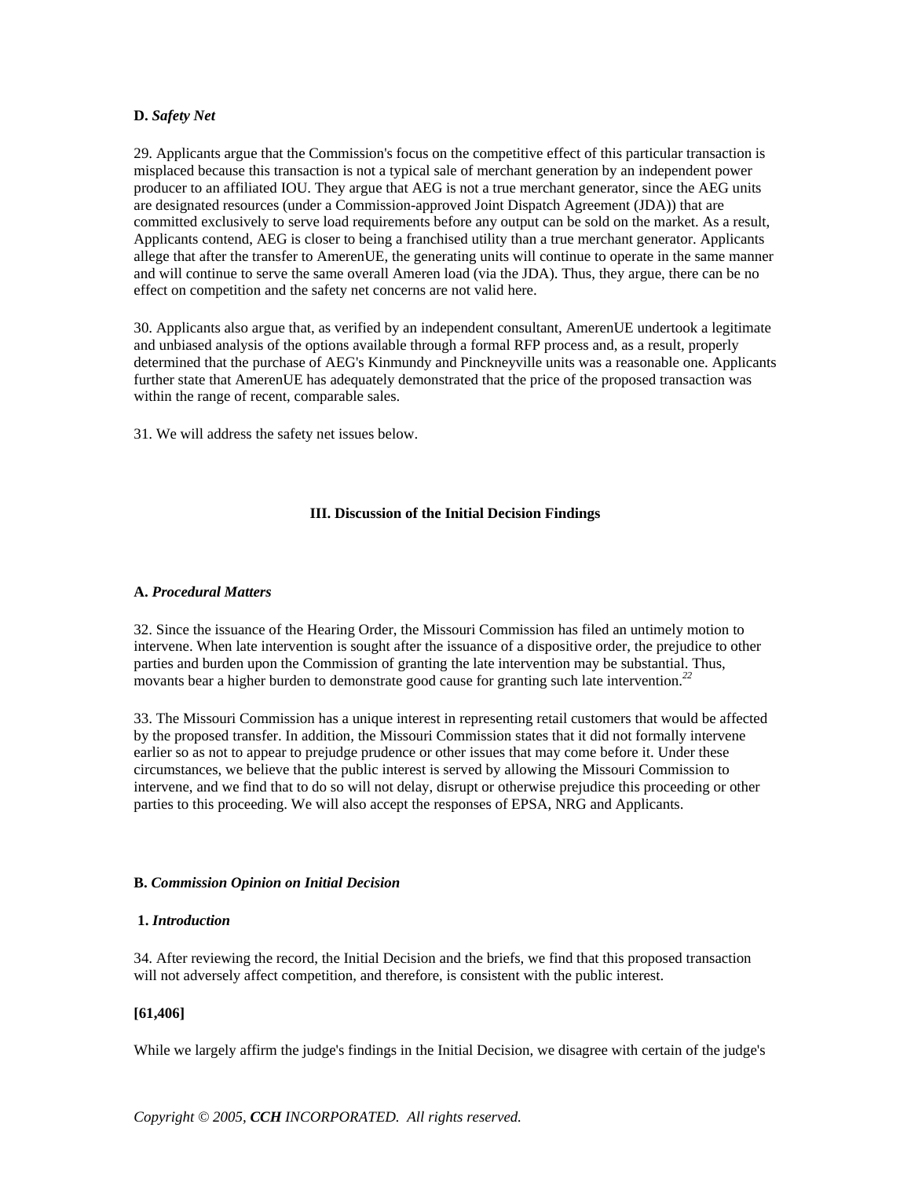**D.** ***Safety Net***

29. Applicants argue that the Commission's focus on the competitive effect of this particular transaction is misplaced because this transaction is not a typical sale of merchant generation by an independent power producer to an affiliated IOU. They argue that AEG is not a true merchant generator, since the AEG units are designated resources (under a Commission-approved Joint Dispatch Agreement (JDA)) that are committed exclusively to serve load requirements before any output can be sold on the market. As a result, Applicants contend, AEG is closer to being a franchised utility than a true merchant generator. Applicants allege that after the transfer to AmerenUE, the generating units will continue to operate in the same manner and will continue to serve the same overall Ameren load (via the JDA). Thus, they argue, there can be no effect on competition and the safety net concerns are not valid here.

30. Applicants also argue that, as verified by an independent consultant, AmerenUE undertook a legitimate and unbiased analysis of the options available through a formal RFP process and, as a result, properly determined that the purchase of AEG's Kinmundy and Pinckneyville units was a reasonable one. Applicants further state that AmerenUE has adequately demonstrated that the price of the proposed transaction was within the range of recent, comparable sales.

31. We will address the safety net issues below.

## III. Discussion of the Initial Decision Findings

**A.** ***Procedural Matters***

32. Since the issuance of the Hearing Order, the Missouri Commission has filed an untimely motion to intervene. When late intervention is sought after the issuance of a dispositive order, the prejudice to other parties and burden upon the Commission of granting the late intervention may be substantial. Thus, movants bear a higher burden to demonstrate good cause for granting such late intervention.[22]

33. The Missouri Commission has a unique interest in representing retail customers that would be affected by the proposed transfer. In addition, the Missouri Commission states that it did not formally intervene earlier so as not to appear to prejudge prudence or other issues that may come before it. Under these circumstances, we believe that the public interest is served by allowing the Missouri Commission to intervene, and we find that to do so will not delay, disrupt or otherwise prejudice this proceeding or other parties to this proceeding. We will also accept the responses of EPSA, NRG and Applicants.

**B.** ***Commission Opinion on Initial Decision***

**1.** ***Introduction***

34. After reviewing the record, the Initial Decision and the briefs, we find that this proposed transaction will not adversely affect competition, and therefore, is consistent with the public interest.

**[61,406]**

While we largely affirm the judge's findings in the Initial Decision, we disagree with certain of the judge's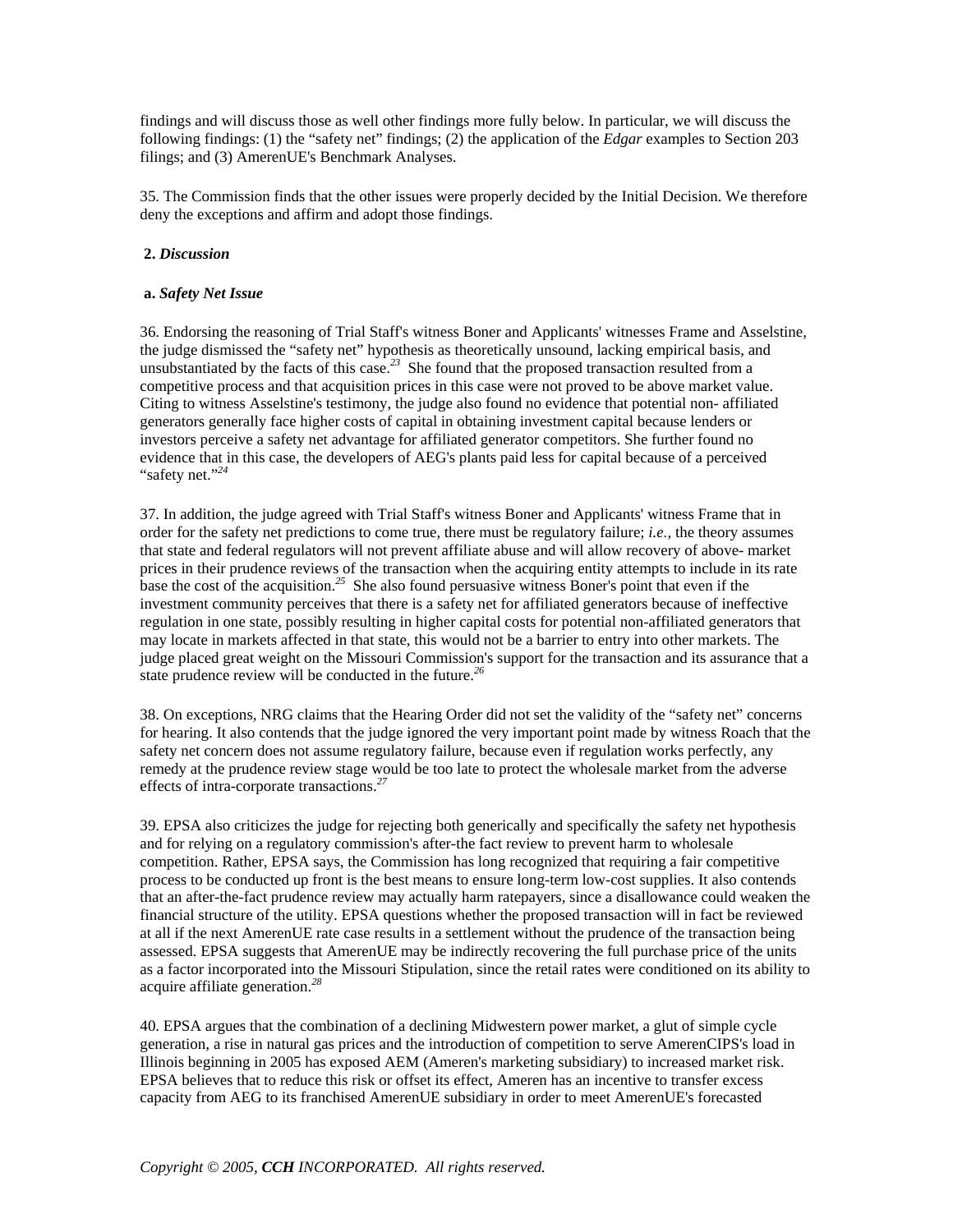findings and will discuss those as well other findings more fully below. In particular, we will discuss the following findings: (1) the "safety net" findings; (2) the application of the *Edgar* examples to Section 203 filings; and (3) AmerenUE's Benchmark Analyses.

35. The Commission finds that the other issues were properly decided by the Initial Decision. We therefore deny the exceptions and affirm and adopt those findings.

**2.** ***Discussion***

**a.** ***Safety Net Issue***

36. Endorsing the reasoning of Trial Staff's witness Boner and Applicants' witnesses Frame and Asselstine, the judge dismissed the "safety net" hypothesis as theoretically unsound, lacking empirical basis, and unsubstantiated by the facts of this case.[23] She found that the proposed transaction resulted from a competitive process and that acquisition prices in this case were not proved to be above market value. Citing to witness Asselstine's testimony, the judge also found no evidence that potential non- affiliated generators generally face higher costs of capital in obtaining investment capital because lenders or investors perceive a safety net advantage for affiliated generator competitors. She further found no evidence that in this case, the developers of AEG's plants paid less for capital because of a perceived "safety net."[24]

37. In addition, the judge agreed with Trial Staff's witness Boner and Applicants' witness Frame that in order for the safety net predictions to come true, there must be regulatory failure; *i.e.*, the theory assumes that state and federal regulators will not prevent affiliate abuse and will allow recovery of above- market prices in their prudence reviews of the transaction when the acquiring entity attempts to include in its rate base the cost of the acquisition.[25] She also found persuasive witness Boner's point that even if the investment community perceives that there is a safety net for affiliated generators because of ineffective regulation in one state, possibly resulting in higher capital costs for potential non-affiliated generators that may locate in markets affected in that state, this would not be a barrier to entry into other markets. The judge placed great weight on the Missouri Commission's support for the transaction and its assurance that a state prudence review will be conducted in the future.[26]

38. On exceptions, NRG claims that the Hearing Order did not set the validity of the "safety net" concerns for hearing. It also contends that the judge ignored the very important point made by witness Roach that the safety net concern does not assume regulatory failure, because even if regulation works perfectly, any remedy at the prudence review stage would be too late to protect the wholesale market from the adverse effects of intra-corporate transactions.[27]

39. EPSA also criticizes the judge for rejecting both generically and specifically the safety net hypothesis and for relying on a regulatory commission's after-the fact review to prevent harm to wholesale competition. Rather, EPSA says, the Commission has long recognized that requiring a fair competitive process to be conducted up front is the best means to ensure long-term low-cost supplies. It also contends that an after-the-fact prudence review may actually harm ratepayers, since a disallowance could weaken the financial structure of the utility. EPSA questions whether the proposed transaction will in fact be reviewed at all if the next AmerenUE rate case results in a settlement without the prudence of the transaction being assessed. EPSA suggests that AmerenUE may be indirectly recovering the full purchase price of the units as a factor incorporated into the Missouri Stipulation, since the retail rates were conditioned on its ability to acquire affiliate generation.[28]

40. EPSA argues that the combination of a declining Midwestern power market, a glut of simple cycle generation, a rise in natural gas prices and the introduction of competition to serve AmerenCIPS's load in Illinois beginning in 2005 has exposed AEM (Ameren's marketing subsidiary) to increased market risk. EPSA believes that to reduce this risk or offset its effect, Ameren has an incentive to transfer excess capacity from AEG to its franchised AmerenUE subsidiary in order to meet AmerenUE's forecasted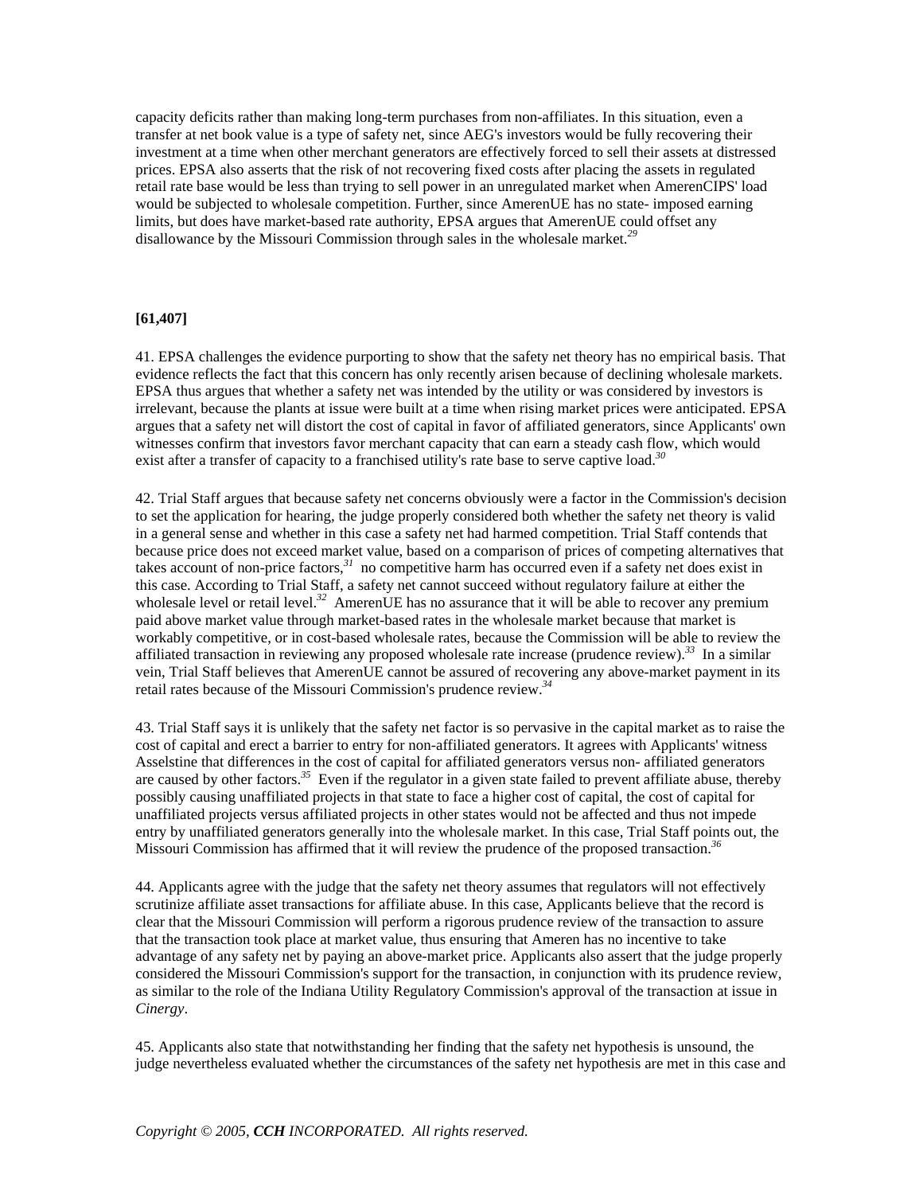capacity deficits rather than making long-term purchases from non-affiliates. In this situation, even a transfer at net book value is a type of safety net, since AEG's investors would be fully recovering their investment at a time when other merchant generators are effectively forced to sell their assets at distressed prices. EPSA also asserts that the risk of not recovering fixed costs after placing the assets in regulated retail rate base would be less than trying to sell power in an unregulated market when AmerenCIPS' load would be subjected to wholesale competition. Further, since AmerenUE has no state- imposed earning limits, but does have market-based rate authority, EPSA argues that AmerenUE could offset any disallowance by the Missouri Commission through sales in the wholesale market.[29]

**[61,407]**

41. EPSA challenges the evidence purporting to show that the safety net theory has no empirical basis. That evidence reflects the fact that this concern has only recently arisen because of declining wholesale markets. EPSA thus argues that whether a safety net was intended by the utility or was considered by investors is irrelevant, because the plants at issue were built at a time when rising market prices were anticipated. EPSA argues that a safety net will distort the cost of capital in favor of affiliated generators, since Applicants' own witnesses confirm that investors favor merchant capacity that can earn a steady cash flow, which would exist after a transfer of capacity to a franchised utility's rate base to serve captive load.[30]

42. Trial Staff argues that because safety net concerns obviously were a factor in the Commission's decision to set the application for hearing, the judge properly considered both whether the safety net theory is valid in a general sense and whether in this case a safety net had harmed competition. Trial Staff contends that because price does not exceed market value, based on a comparison of prices of competing alternatives that takes account of non-price factors,[31] no competitive harm has occurred even if a safety net does exist in this case. According to Trial Staff, a safety net cannot succeed without regulatory failure at either the wholesale level or retail level.[32] AmerenUE has no assurance that it will be able to recover any premium paid above market value through market-based rates in the wholesale market because that market is workably competitive, or in cost-based wholesale rates, because the Commission will be able to review the affiliated transaction in reviewing any proposed wholesale rate increase (prudence review).[33] In a similar vein, Trial Staff believes that AmerenUE cannot be assured of recovering any above-market payment in its retail rates because of the Missouri Commission's prudence review.[34]

43. Trial Staff says it is unlikely that the safety net factor is so pervasive in the capital market as to raise the cost of capital and erect a barrier to entry for non-affiliated generators. It agrees with Applicants' witness Asselstine that differences in the cost of capital for affiliated generators versus non- affiliated generators are caused by other factors.[35] Even if the regulator in a given state failed to prevent affiliate abuse, thereby possibly causing unaffiliated projects in that state to face a higher cost of capital, the cost of capital for unaffiliated projects versus affiliated projects in other states would not be affected and thus not impede entry by unaffiliated generators generally into the wholesale market. In this case, Trial Staff points out, the Missouri Commission has affirmed that it will review the prudence of the proposed transaction.[36]

44. Applicants agree with the judge that the safety net theory assumes that regulators will not effectively scrutinize affiliate asset transactions for affiliate abuse. In this case, Applicants believe that the record is clear that the Missouri Commission will perform a rigorous prudence review of the transaction to assure that the transaction took place at market value, thus ensuring that Ameren has no incentive to take advantage of any safety net by paying an above-market price. Applicants also assert that the judge properly considered the Missouri Commission's support for the transaction, in conjunction with its prudence review, as similar to the role of the Indiana Utility Regulatory Commission's approval of the transaction at issue in *Cinergy*.

45. Applicants also state that notwithstanding her finding that the safety net hypothesis is unsound, the judge nevertheless evaluated whether the circumstances of the safety net hypothesis are met in this case and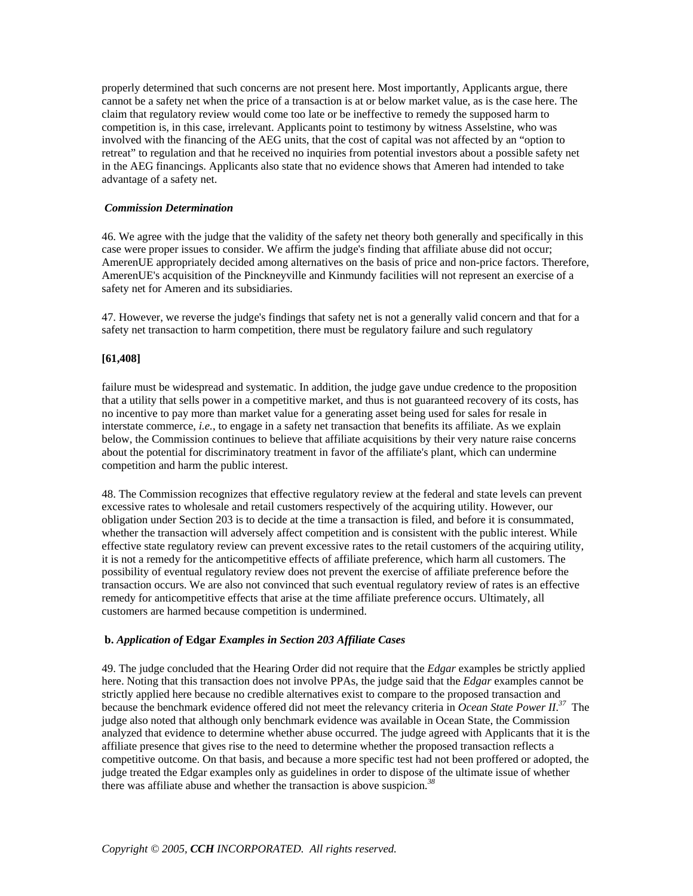properly determined that such concerns are not present here. Most importantly, Applicants argue, there cannot be a safety net when the price of a transaction is at or below market value, as is the case here. The claim that regulatory review would come too late or be ineffective to remedy the supposed harm to competition is, in this case, irrelevant. Applicants point to testimony by witness Asselstine, who was involved with the financing of the AEG units, that the cost of capital was not affected by an "option to retreat" to regulation and that he received no inquiries from potential investors about a possible safety net in the AEG financings. Applicants also state that no evidence shows that Ameren had intended to take advantage of a safety net.

***Commission Determination***

46. We agree with the judge that the validity of the safety net theory both generally and specifically in this case were proper issues to consider. We affirm the judge's finding that affiliate abuse did not occur; AmerenUE appropriately decided among alternatives on the basis of price and non-price factors. Therefore, AmerenUE's acquisition of the Pinckneyville and Kinmundy facilities will not represent an exercise of a safety net for Ameren and its subsidiaries.

47. However, we reverse the judge's findings that safety net is not a generally valid concern and that for a safety net transaction to harm competition, there must be regulatory failure and such regulatory

**[61,408]**

failure must be widespread and systematic. In addition, the judge gave undue credence to the proposition that a utility that sells power in a competitive market, and thus is not guaranteed recovery of its costs, has no incentive to pay more than market value for a generating asset being used for sales for resale in interstate commerce, *i.e.*, to engage in a safety net transaction that benefits its affiliate. As we explain below, the Commission continues to believe that affiliate acquisitions by their very nature raise concerns about the potential for discriminatory treatment in favor of the affiliate's plant, which can undermine competition and harm the public interest.

48. The Commission recognizes that effective regulatory review at the federal and state levels can prevent excessive rates to wholesale and retail customers respectively of the acquiring utility. However, our obligation under Section 203 is to decide at the time a transaction is filed, and before it is consummated, whether the transaction will adversely affect competition and is consistent with the public interest. While effective state regulatory review can prevent excessive rates to the retail customers of the acquiring utility, it is not a remedy for the anticompetitive effects of affiliate preference, which harm all customers. The possibility of eventual regulatory review does not prevent the exercise of affiliate preference before the transaction occurs. We are also not convinced that such eventual regulatory review of rates is an effective remedy for anticompetitive effects that arise at the time affiliate preference occurs. Ultimately, all customers are harmed because competition is undermined.

**b.** ***Application of*** **Edgar** ***Examples in Section 203 Affiliate Cases***

49. The judge concluded that the Hearing Order did not require that the *Edgar* examples be strictly applied here. Noting that this transaction does not involve PPAs, the judge said that the *Edgar* examples cannot be strictly applied here because no credible alternatives exist to compare to the proposed transaction and because the benchmark evidence offered did not meet the relevancy criteria in *Ocean State Power II*.[37] The judge also noted that although only benchmark evidence was available in Ocean State, the Commission analyzed that evidence to determine whether abuse occurred. The judge agreed with Applicants that it is the affiliate presence that gives rise to the need to determine whether the proposed transaction reflects a competitive outcome. On that basis, and because a more specific test had not been proffered or adopted, the judge treated the Edgar examples only as guidelines in order to dispose of the ultimate issue of whether there was affiliate abuse and whether the transaction is above suspicion.[38]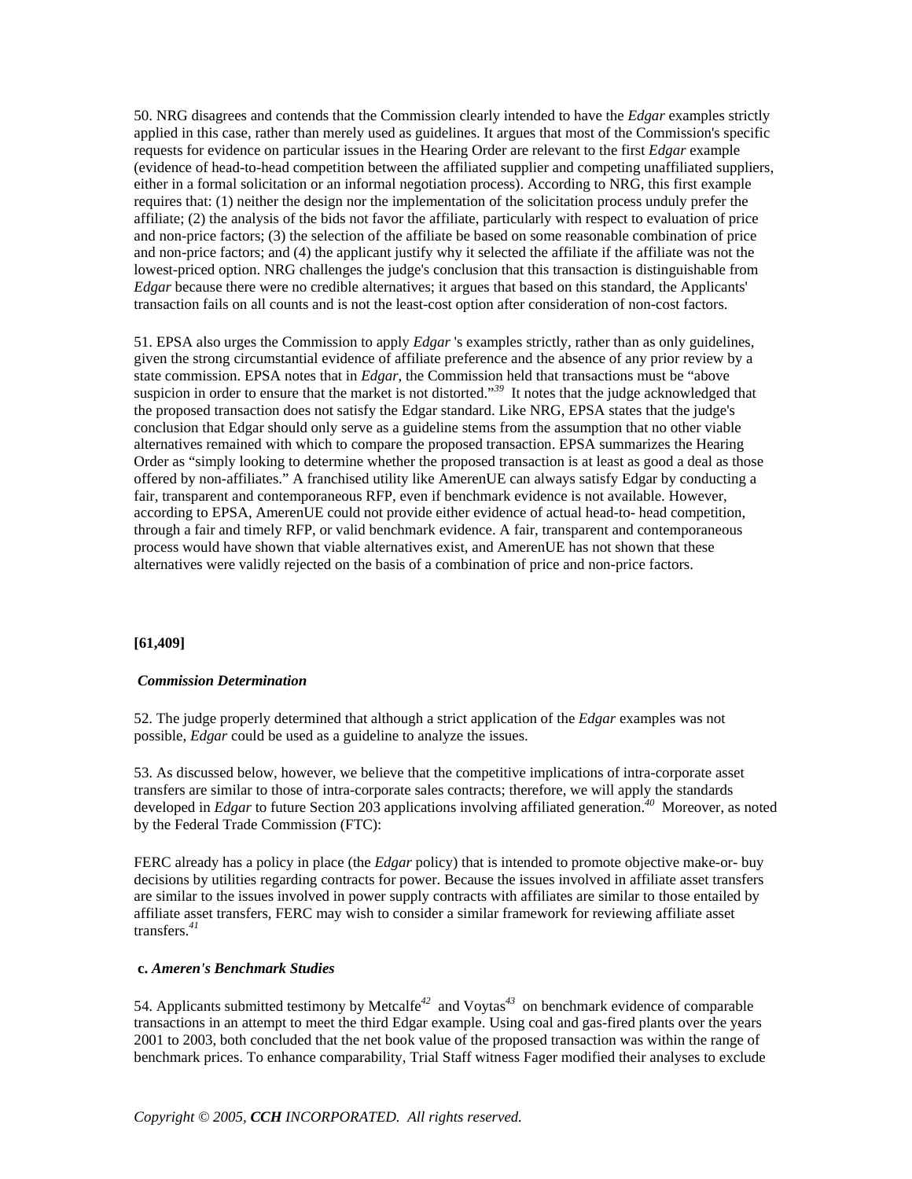50. NRG disagrees and contends that the Commission clearly intended to have the *Edgar* examples strictly applied in this case, rather than merely used as guidelines. It argues that most of the Commission's specific requests for evidence on particular issues in the Hearing Order are relevant to the first *Edgar* example (evidence of head-to-head competition between the affiliated supplier and competing unaffiliated suppliers, either in a formal solicitation or an informal negotiation process). According to NRG, this first example requires that: (1) neither the design nor the implementation of the solicitation process unduly prefer the affiliate; (2) the analysis of the bids not favor the affiliate, particularly with respect to evaluation of price and non-price factors; (3) the selection of the affiliate be based on some reasonable combination of price and non-price factors; and (4) the applicant justify why it selected the affiliate if the affiliate was not the lowest-priced option. NRG challenges the judge's conclusion that this transaction is distinguishable from *Edgar* because there were no credible alternatives; it argues that based on this standard, the Applicants' transaction fails on all counts and is not the least-cost option after consideration of non-cost factors.

51. EPSA also urges the Commission to apply *Edgar* 's examples strictly, rather than as only guidelines, given the strong circumstantial evidence of affiliate preference and the absence of any prior review by a state commission. EPSA notes that in *Edgar*, the Commission held that transactions must be "above suspicion in order to ensure that the market is not distorted."[39] It notes that the judge acknowledged that the proposed transaction does not satisfy the Edgar standard. Like NRG, EPSA states that the judge's conclusion that Edgar should only serve as a guideline stems from the assumption that no other viable alternatives remained with which to compare the proposed transaction. EPSA summarizes the Hearing Order as "simply looking to determine whether the proposed transaction is at least as good a deal as those offered by non-affiliates." A franchised utility like AmerenUE can always satisfy Edgar by conducting a fair, transparent and contemporaneous RFP, even if benchmark evidence is not available. However, according to EPSA, AmerenUE could not provide either evidence of actual head-to- head competition, through a fair and timely RFP, or valid benchmark evidence. A fair, transparent and contemporaneous process would have shown that viable alternatives exist, and AmerenUE has not shown that these alternatives were validly rejected on the basis of a combination of price and non-price factors.

**[61,409]**

***Commission Determination***

52. The judge properly determined that although a strict application of the *Edgar* examples was not possible, *Edgar* could be used as a guideline to analyze the issues.

53. As discussed below, however, we believe that the competitive implications of intra-corporate asset transfers are similar to those of intra-corporate sales contracts; therefore, we will apply the standards developed in *Edgar* to future Section 203 applications involving affiliated generation.[40] Moreover, as noted by the Federal Trade Commission (FTC):

FERC already has a policy in place (the *Edgar* policy) that is intended to promote objective make-or- buy decisions by utilities regarding contracts for power. Because the issues involved in affiliate asset transfers are similar to the issues involved in power supply contracts with affiliates are similar to those entailed by affiliate asset transfers, FERC may wish to consider a similar framework for reviewing affiliate asset transfers.[41]

**c. *Ameren's Benchmark Studies***

54. Applicants submitted testimony by Metcalfe[42] and Voytas[43] on benchmark evidence of comparable transactions in an attempt to meet the third Edgar example. Using coal and gas-fired plants over the years 2001 to 2003, both concluded that the net book value of the proposed transaction was within the range of benchmark prices. To enhance comparability, Trial Staff witness Fager modified their analyses to exclude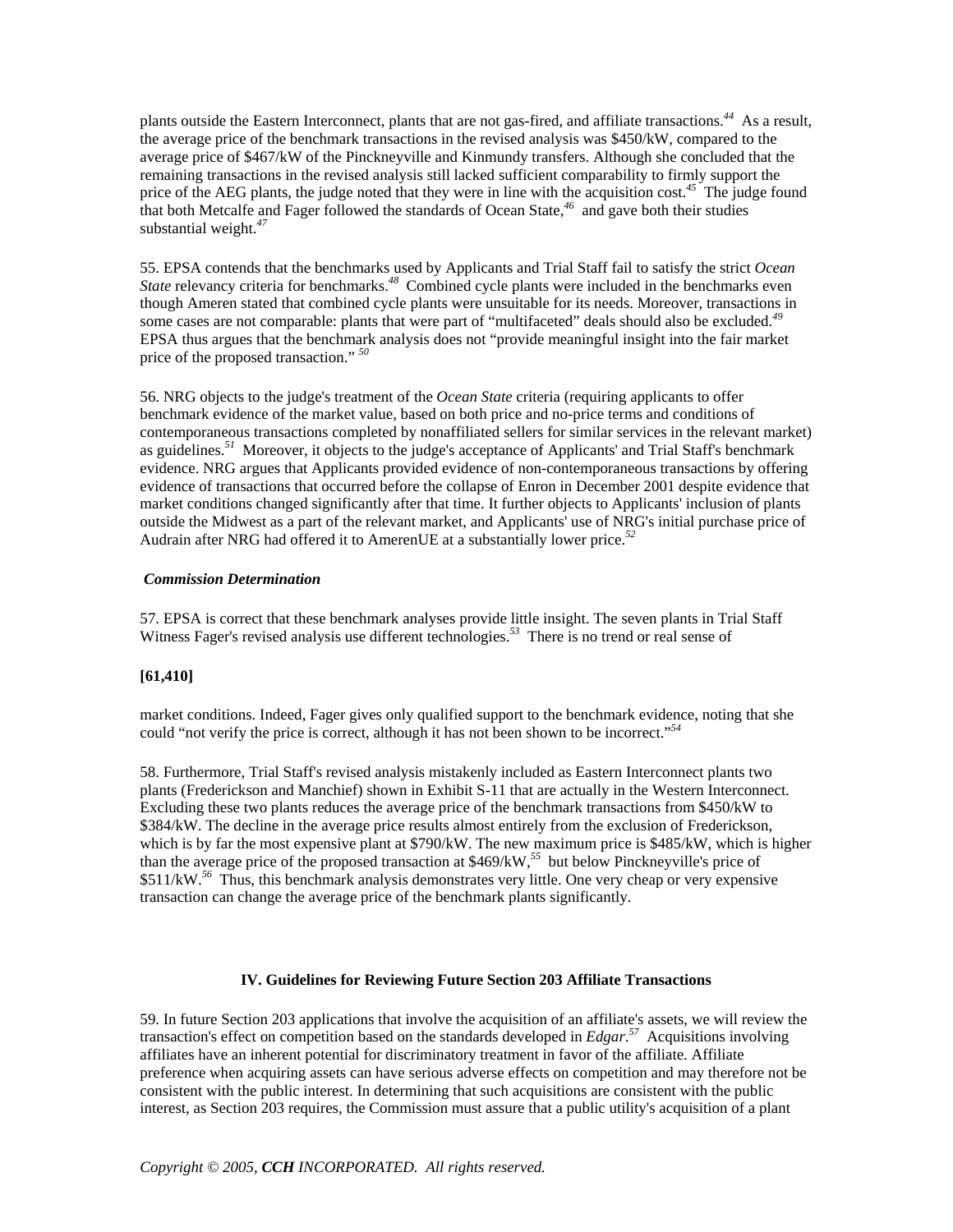plants outside the Eastern Interconnect, plants that are not gas-fired, and affiliate transactions.[44] As a result, the average price of the benchmark transactions in the revised analysis was $450/kW, compared to the average price of $467/kW of the Pinckneyville and Kinmundy transfers. Although she concluded that the remaining transactions in the revised analysis still lacked sufficient comparability to firmly support the price of the AEG plants, the judge noted that they were in line with the acquisition cost.[45] The judge found that both Metcalfe and Fager followed the standards of Ocean State,[46] and gave both their studies substantial weight.[47]

55. EPSA contends that the benchmarks used by Applicants and Trial Staff fail to satisfy the strict *Ocean State* relevancy criteria for benchmarks.[48] Combined cycle plants were included in the benchmarks even though Ameren stated that combined cycle plants were unsuitable for its needs. Moreover, transactions in some cases are not comparable: plants that were part of "multifaceted" deals should also be excluded.[49] EPSA thus argues that the benchmark analysis does not "provide meaningful insight into the fair market price of the proposed transaction." [50]

56. NRG objects to the judge's treatment of the *Ocean State* criteria (requiring applicants to offer benchmark evidence of the market value, based on both price and no-price terms and conditions of contemporaneous transactions completed by nonaffiliated sellers for similar services in the relevant market) as guidelines.[51] Moreover, it objects to the judge's acceptance of Applicants' and Trial Staff's benchmark evidence. NRG argues that Applicants provided evidence of non-contemporaneous transactions by offering evidence of transactions that occurred before the collapse of Enron in December 2001 despite evidence that market conditions changed significantly after that time. It further objects to Applicants' inclusion of plants outside the Midwest as a part of the relevant market, and Applicants' use of NRG's initial purchase price of Audrain after NRG had offered it to AmerenUE at a substantially lower price.[52]

***Commission Determination***

57. EPSA is correct that these benchmark analyses provide little insight. The seven plants in Trial Staff Witness Fager's revised analysis use different technologies.[53] There is no trend or real sense of

**[61,410]**

market conditions. Indeed, Fager gives only qualified support to the benchmark evidence, noting that she could "not verify the price is correct, although it has not been shown to be incorrect."[54]

58. Furthermore, Trial Staff's revised analysis mistakenly included as Eastern Interconnect plants two plants (Frederickson and Manchief) shown in Exhibit S-11 that are actually in the Western Interconnect. Excluding these two plants reduces the average price of the benchmark transactions from $450/kW to $384/kW. The decline in the average price results almost entirely from the exclusion of Frederickson, which is by far the most expensive plant at $790/kW. The new maximum price is $485/kW, which is higher than the average price of the proposed transaction at $469/kW,[55] but below Pinckneyville's price of $511/kW.[56] Thus, this benchmark analysis demonstrates very little. One very cheap or very expensive transaction can change the average price of the benchmark plants significantly.

### IV. Guidelines for Reviewing Future Section 203 Affiliate Transactions

59. In future Section 203 applications that involve the acquisition of an affiliate's assets, we will review the transaction's effect on competition based on the standards developed in *Edgar*.[57] Acquisitions involving affiliates have an inherent potential for discriminatory treatment in favor of the affiliate. Affiliate preference when acquiring assets can have serious adverse effects on competition and may therefore not be consistent with the public interest. In determining that such acquisitions are consistent with the public interest, as Section 203 requires, the Commission must assure that a public utility's acquisition of a plant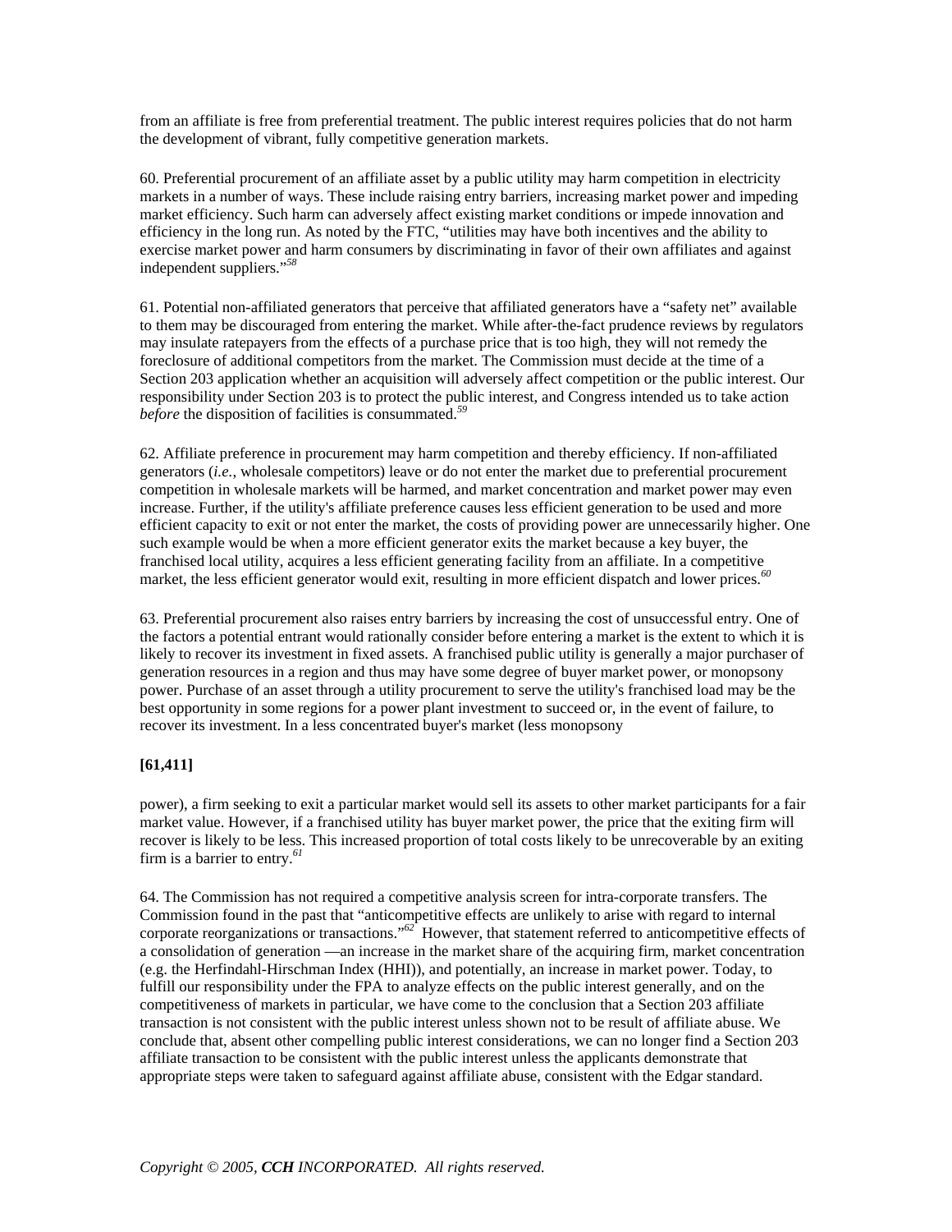from an affiliate is free from preferential treatment. The public interest requires policies that do not harm the development of vibrant, fully competitive generation markets.

60. Preferential procurement of an affiliate asset by a public utility may harm competition in electricity markets in a number of ways. These include raising entry barriers, increasing market power and impeding market efficiency. Such harm can adversely affect existing market conditions or impede innovation and efficiency in the long run. As noted by the FTC, "utilities may have both incentives and the ability to exercise market power and harm consumers by discriminating in favor of their own affiliates and against independent suppliers."[58]

61. Potential non-affiliated generators that perceive that affiliated generators have a "safety net" available to them may be discouraged from entering the market. While after-the-fact prudence reviews by regulators may insulate ratepayers from the effects of a purchase price that is too high, they will not remedy the foreclosure of additional competitors from the market. The Commission must decide at the time of a Section 203 application whether an acquisition will adversely affect competition or the public interest. Our responsibility under Section 203 is to protect the public interest, and Congress intended us to take action *before* the disposition of facilities is consummated.[59]

62. Affiliate preference in procurement may harm competition and thereby efficiency. If non-affiliated generators (*i.e.*, wholesale competitors) leave or do not enter the market due to preferential procurement competition in wholesale markets will be harmed, and market concentration and market power may even increase. Further, if the utility's affiliate preference causes less efficient generation to be used and more efficient capacity to exit or not enter the market, the costs of providing power are unnecessarily higher. One such example would be when a more efficient generator exits the market because a key buyer, the franchised local utility, acquires a less efficient generating facility from an affiliate. In a competitive market, the less efficient generator would exit, resulting in more efficient dispatch and lower prices.[60]

63. Preferential procurement also raises entry barriers by increasing the cost of unsuccessful entry. One of the factors a potential entrant would rationally consider before entering a market is the extent to which it is likely to recover its investment in fixed assets. A franchised public utility is generally a major purchaser of generation resources in a region and thus may have some degree of buyer market power, or monopsony power. Purchase of an asset through a utility procurement to serve the utility's franchised load may be the best opportunity in some regions for a power plant investment to succeed or, in the event of failure, to recover its investment. In a less concentrated buyer's market (less monopsony

**[61,411]**

power), a firm seeking to exit a particular market would sell its assets to other market participants for a fair market value. However, if a franchised utility has buyer market power, the price that the exiting firm will recover is likely to be less. This increased proportion of total costs likely to be unrecoverable by an exiting firm is a barrier to entry.[61]

64. The Commission has not required a competitive analysis screen for intra-corporate transfers. The Commission found in the past that "anticompetitive effects are unlikely to arise with regard to internal corporate reorganizations or transactions."[62] However, that statement referred to anticompetitive effects of a consolidation of generation —an increase in the market share of the acquiring firm, market concentration (e.g. the Herfindahl-Hirschman Index (HHI)), and potentially, an increase in market power. Today, to fulfill our responsibility under the FPA to analyze effects on the public interest generally, and on the competitiveness of markets in particular, we have come to the conclusion that a Section 203 affiliate transaction is not consistent with the public interest unless shown not to be result of affiliate abuse. We conclude that, absent other compelling public interest considerations, we can no longer find a Section 203 affiliate transaction to be consistent with the public interest unless the applicants demonstrate that appropriate steps were taken to safeguard against affiliate abuse, consistent with the Edgar standard.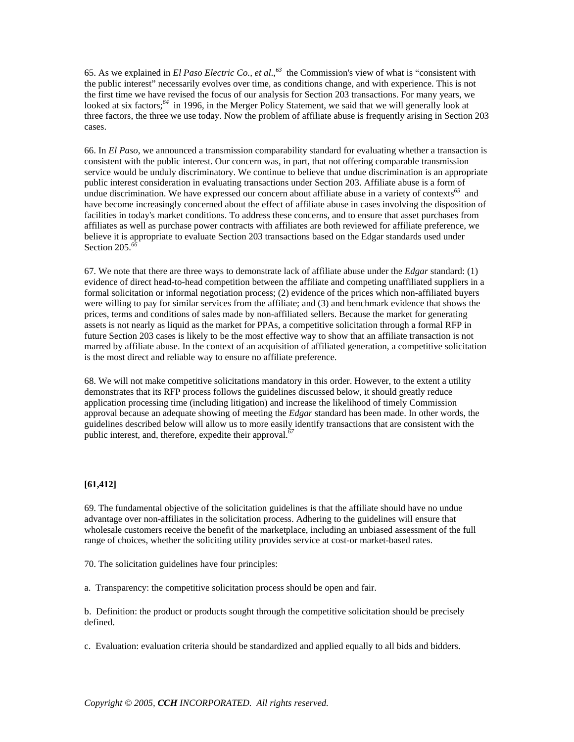65. As we explained in *El Paso Electric Co., et al.*,[63] the Commission's view of what is "consistent with the public interest" necessarily evolves over time, as conditions change, and with experience. This is not the first time we have revised the focus of our analysis for Section 203 transactions. For many years, we looked at six factors;[64] in 1996, in the Merger Policy Statement, we said that we will generally look at three factors, the three we use today. Now the problem of affiliate abuse is frequently arising in Section 203 cases.

66. In *El Paso*, we announced a transmission comparability standard for evaluating whether a transaction is consistent with the public interest. Our concern was, in part, that not offering comparable transmission service would be unduly discriminatory. We continue to believe that undue discrimination is an appropriate public interest consideration in evaluating transactions under Section 203. Affiliate abuse is a form of undue discrimination. We have expressed our concern about affiliate abuse in a variety of contexts[65] and have become increasingly concerned about the effect of affiliate abuse in cases involving the disposition of facilities in today's market conditions. To address these concerns, and to ensure that asset purchases from affiliates as well as purchase power contracts with affiliates are both reviewed for affiliate preference, we believe it is appropriate to evaluate Section 203 transactions based on the Edgar standards used under Section 205.[66]

67. We note that there are three ways to demonstrate lack of affiliate abuse under the *Edgar* standard: (1) evidence of direct head-to-head competition between the affiliate and competing unaffiliated suppliers in a formal solicitation or informal negotiation process; (2) evidence of the prices which non-affiliated buyers were willing to pay for similar services from the affiliate; and (3) and benchmark evidence that shows the prices, terms and conditions of sales made by non-affiliated sellers. Because the market for generating assets is not nearly as liquid as the market for PPAs, a competitive solicitation through a formal RFP in future Section 203 cases is likely to be the most effective way to show that an affiliate transaction is not marred by affiliate abuse. In the context of an acquisition of affiliated generation, a competitive solicitation is the most direct and reliable way to ensure no affiliate preference.

68. We will not make competitive solicitations mandatory in this order. However, to the extent a utility demonstrates that its RFP process follows the guidelines discussed below, it should greatly reduce application processing time (including litigation) and increase the likelihood of timely Commission approval because an adequate showing of meeting the *Edgar* standard has been made. In other words, the guidelines described below will allow us to more easily identify transactions that are consistent with the public interest, and, therefore, expedite their approval.[67]

**[61,412]**

69. The fundamental objective of the solicitation guidelines is that the affiliate should have no undue advantage over non-affiliates in the solicitation process. Adhering to the guidelines will ensure that wholesale customers receive the benefit of the marketplace, including an unbiased assessment of the full range of choices, whether the soliciting utility provides service at cost-or market-based rates.

70. The solicitation guidelines have four principles:

a. Transparency: the competitive solicitation process should be open and fair.

b. Definition: the product or products sought through the competitive solicitation should be precisely defined.

c. Evaluation: evaluation criteria should be standardized and applied equally to all bids and bidders.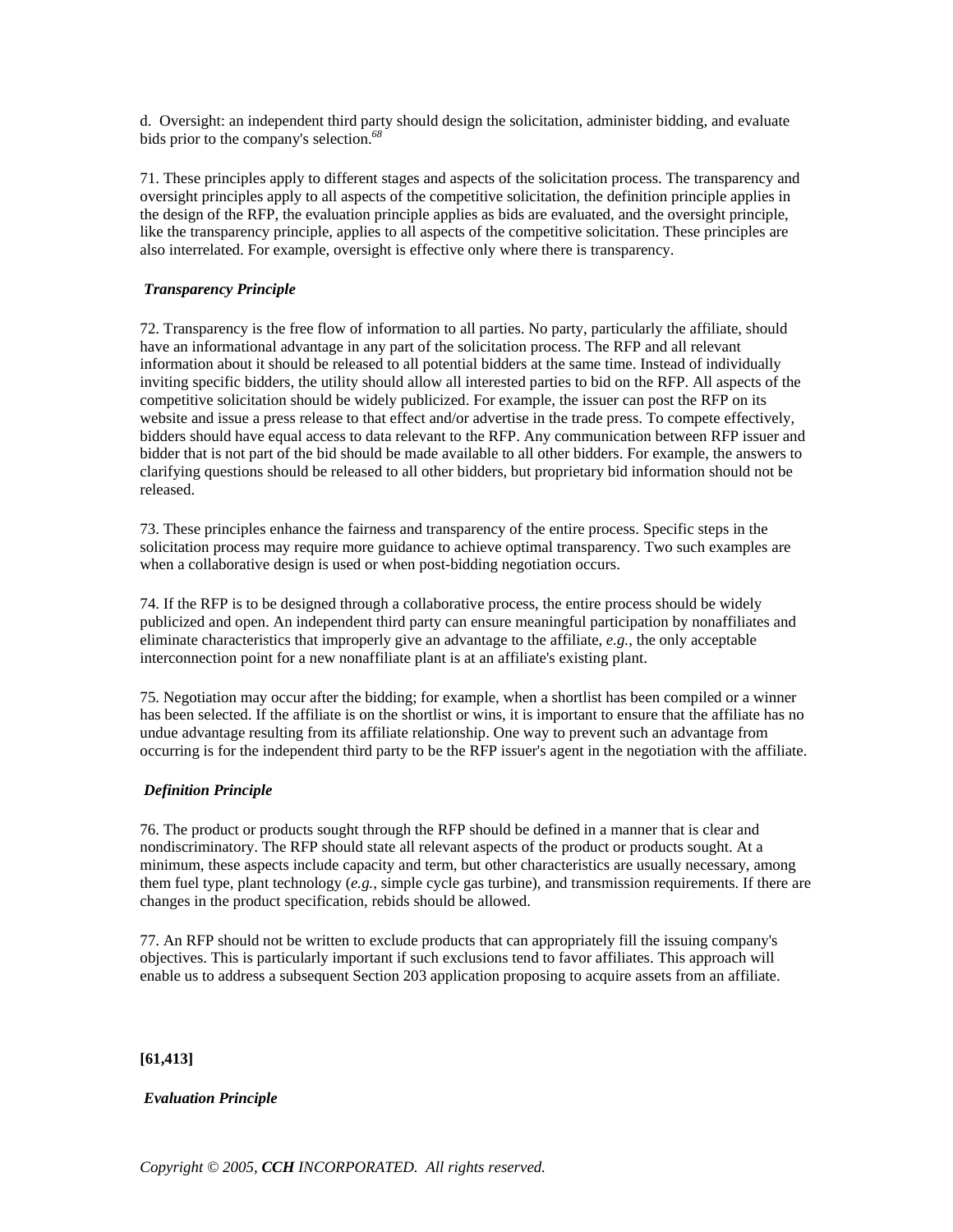d. Oversight: an independent third party should design the solicitation, administer bidding, and evaluate bids prior to the company's selection.[68]

71. These principles apply to different stages and aspects of the solicitation process. The transparency and oversight principles apply to all aspects of the competitive solicitation, the definition principle applies in the design of the RFP, the evaluation principle applies as bids are evaluated, and the oversight principle, like the transparency principle, applies to all aspects of the competitive solicitation. These principles are also interrelated. For example, oversight is effective only where there is transparency.

***Transparency Principle***

72. Transparency is the free flow of information to all parties. No party, particularly the affiliate, should have an informational advantage in any part of the solicitation process. The RFP and all relevant information about it should be released to all potential bidders at the same time. Instead of individually inviting specific bidders, the utility should allow all interested parties to bid on the RFP. All aspects of the competitive solicitation should be widely publicized. For example, the issuer can post the RFP on its website and issue a press release to that effect and/or advertise in the trade press. To compete effectively, bidders should have equal access to data relevant to the RFP. Any communication between RFP issuer and bidder that is not part of the bid should be made available to all other bidders. For example, the answers to clarifying questions should be released to all other bidders, but proprietary bid information should not be released.

73. These principles enhance the fairness and transparency of the entire process. Specific steps in the solicitation process may require more guidance to achieve optimal transparency. Two such examples are when a collaborative design is used or when post-bidding negotiation occurs.

74. If the RFP is to be designed through a collaborative process, the entire process should be widely publicized and open. An independent third party can ensure meaningful participation by nonaffiliates and eliminate characteristics that improperly give an advantage to the affiliate, *e.g.*, the only acceptable interconnection point for a new nonaffiliate plant is at an affiliate's existing plant.

75. Negotiation may occur after the bidding; for example, when a shortlist has been compiled or a winner has been selected. If the affiliate is on the shortlist or wins, it is important to ensure that the affiliate has no undue advantage resulting from its affiliate relationship. One way to prevent such an advantage from occurring is for the independent third party to be the RFP issuer's agent in the negotiation with the affiliate.

***Definition Principle***

76. The product or products sought through the RFP should be defined in a manner that is clear and nondiscriminatory. The RFP should state all relevant aspects of the product or products sought. At a minimum, these aspects include capacity and term, but other characteristics are usually necessary, among them fuel type, plant technology (*e.g.*, simple cycle gas turbine), and transmission requirements. If there are changes in the product specification, rebids should be allowed.

77. An RFP should not be written to exclude products that can appropriately fill the issuing company's objectives. This is particularly important if such exclusions tend to favor affiliates. This approach will enable us to address a subsequent Section 203 application proposing to acquire assets from an affiliate.

**[61,413]**

***Evaluation Principle***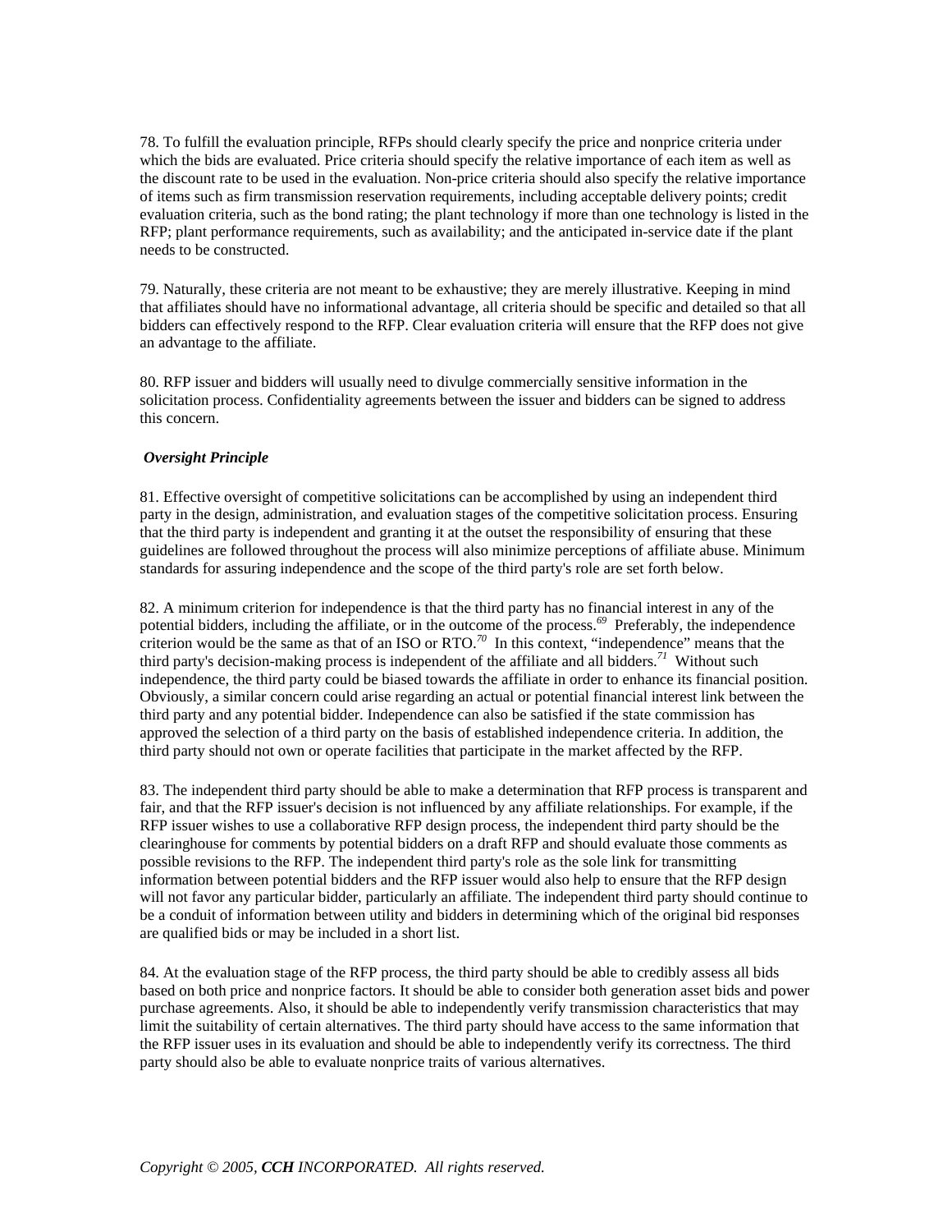78. To fulfill the evaluation principle, RFPs should clearly specify the price and nonprice criteria under which the bids are evaluated. Price criteria should specify the relative importance of each item as well as the discount rate to be used in the evaluation. Non-price criteria should also specify the relative importance of items such as firm transmission reservation requirements, including acceptable delivery points; credit evaluation criteria, such as the bond rating; the plant technology if more than one technology is listed in the RFP; plant performance requirements, such as availability; and the anticipated in-service date if the plant needs to be constructed.

79. Naturally, these criteria are not meant to be exhaustive; they are merely illustrative. Keeping in mind that affiliates should have no informational advantage, all criteria should be specific and detailed so that all bidders can effectively respond to the RFP. Clear evaluation criteria will ensure that the RFP does not give an advantage to the affiliate.

80. RFP issuer and bidders will usually need to divulge commercially sensitive information in the solicitation process. Confidentiality agreements between the issuer and bidders can be signed to address this concern.

***Oversight Principle***

81. Effective oversight of competitive solicitations can be accomplished by using an independent third party in the design, administration, and evaluation stages of the competitive solicitation process. Ensuring that the third party is independent and granting it at the outset the responsibility of ensuring that these guidelines are followed throughout the process will also minimize perceptions of affiliate abuse. Minimum standards for assuring independence and the scope of the third party's role are set forth below.

82. A minimum criterion for independence is that the third party has no financial interest in any of the potential bidders, including the affiliate, or in the outcome of the process.[69] Preferably, the independence criterion would be the same as that of an ISO or RTO.[70] In this context, "independence" means that the third party's decision-making process is independent of the affiliate and all bidders.[71] Without such independence, the third party could be biased towards the affiliate in order to enhance its financial position. Obviously, a similar concern could arise regarding an actual or potential financial interest link between the third party and any potential bidder. Independence can also be satisfied if the state commission has approved the selection of a third party on the basis of established independence criteria. In addition, the third party should not own or operate facilities that participate in the market affected by the RFP.

83. The independent third party should be able to make a determination that RFP process is transparent and fair, and that the RFP issuer's decision is not influenced by any affiliate relationships. For example, if the RFP issuer wishes to use a collaborative RFP design process, the independent third party should be the clearinghouse for comments by potential bidders on a draft RFP and should evaluate those comments as possible revisions to the RFP. The independent third party's role as the sole link for transmitting information between potential bidders and the RFP issuer would also help to ensure that the RFP design will not favor any particular bidder, particularly an affiliate. The independent third party should continue to be a conduit of information between utility and bidders in determining which of the original bid responses are qualified bids or may be included in a short list.

84. At the evaluation stage of the RFP process, the third party should be able to credibly assess all bids based on both price and nonprice factors. It should be able to consider both generation asset bids and power purchase agreements. Also, it should be able to independently verify transmission characteristics that may limit the suitability of certain alternatives. The third party should have access to the same information that the RFP issuer uses in its evaluation and should be able to independently verify its correctness. The third party should also be able to evaluate nonprice traits of various alternatives.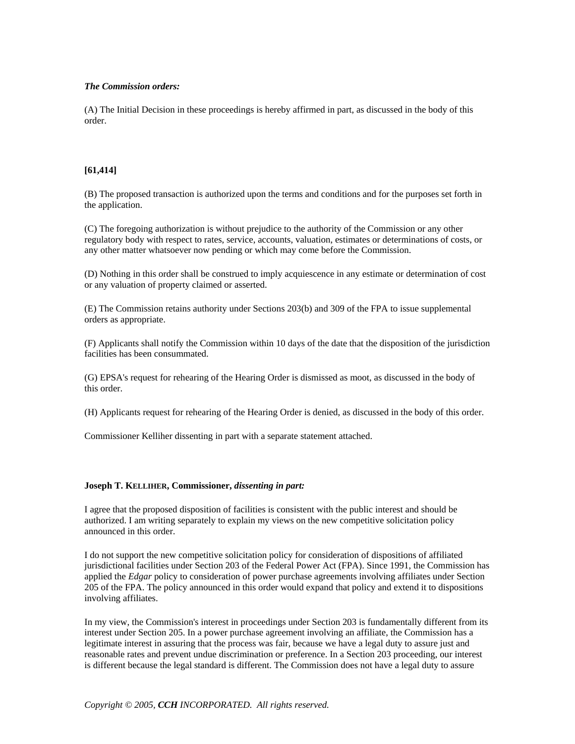***The Commission orders:***

(A) The Initial Decision in these proceedings is hereby affirmed in part, as discussed in the body of this order.

**[61,414]**

(B) The proposed transaction is authorized upon the terms and conditions and for the purposes set forth in the application.

(C) The foregoing authorization is without prejudice to the authority of the Commission or any other regulatory body with respect to rates, service, accounts, valuation, estimates or determinations of costs, or any other matter whatsoever now pending or which may come before the Commission.

(D) Nothing in this order shall be construed to imply acquiescence in any estimate or determination of cost or any valuation of property claimed or asserted.

(E) The Commission retains authority under Sections 203(b) and 309 of the FPA to issue supplemental orders as appropriate.

(F) Applicants shall notify the Commission within 10 days of the date that the disposition of the jurisdiction facilities has been consummated.

(G) EPSA's request for rehearing of the Hearing Order is dismissed as moot, as discussed in the body of this order.

(H) Applicants request for rehearing of the Hearing Order is denied, as discussed in the body of this order.

Commissioner Kelliher dissenting in part with a separate statement attached.

**Joseph T. KELLIHER, Commissioner, *dissenting in part:***

I agree that the proposed disposition of facilities is consistent with the public interest and should be authorized. I am writing separately to explain my views on the new competitive solicitation policy announced in this order.

I do not support the new competitive solicitation policy for consideration of dispositions of affiliated jurisdictional facilities under Section 203 of the Federal Power Act (FPA). Since 1991, the Commission has applied the *Edgar* policy to consideration of power purchase agreements involving affiliates under Section 205 of the FPA. The policy announced in this order would expand that policy and extend it to dispositions involving affiliates.

In my view, the Commission's interest in proceedings under Section 203 is fundamentally different from its interest under Section 205. In a power purchase agreement involving an affiliate, the Commission has a legitimate interest in assuring that the process was fair, because we have a legal duty to assure just and reasonable rates and prevent undue discrimination or preference. In a Section 203 proceeding, our interest is different because the legal standard is different. The Commission does not have a legal duty to assure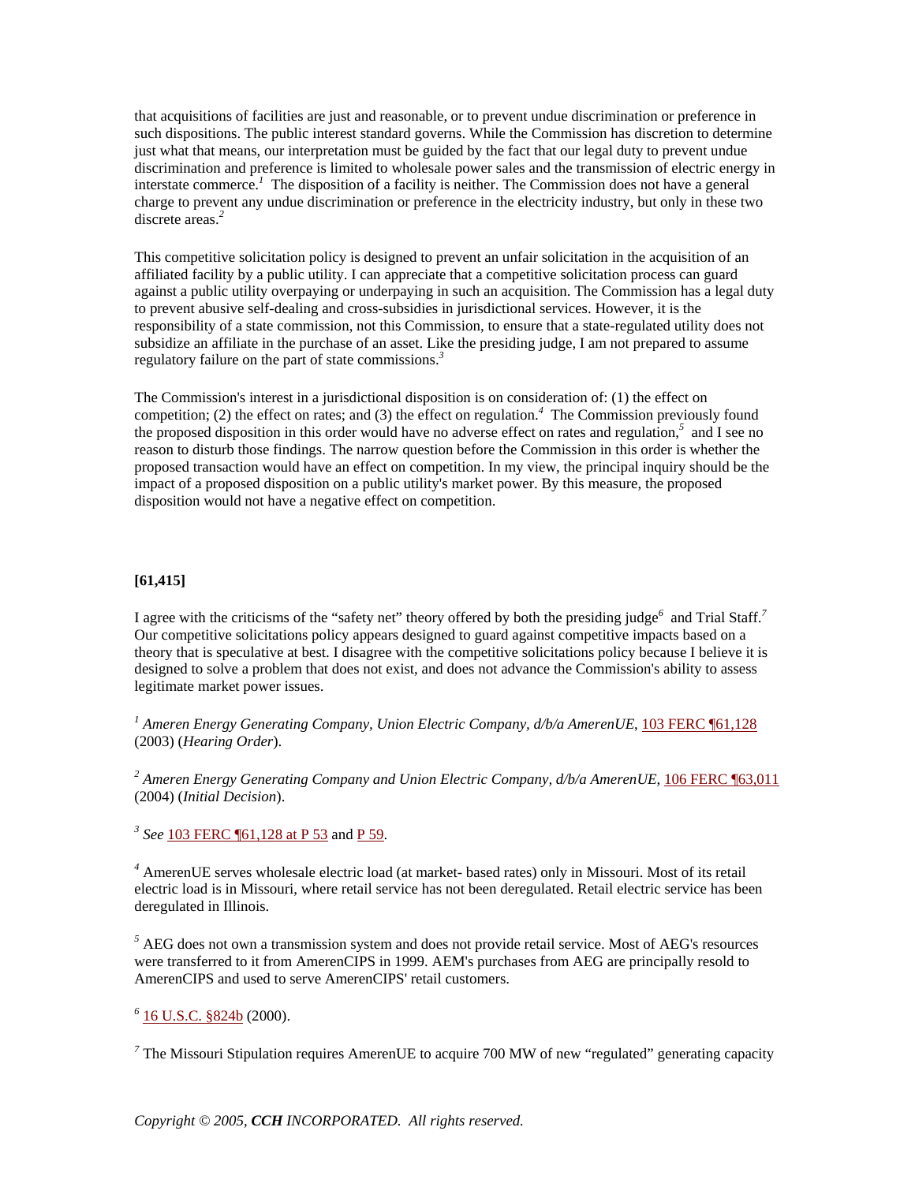that acquisitions of facilities are just and reasonable, or to prevent undue discrimination or preference in such dispositions. The public interest standard governs. While the Commission has discretion to determine just what that means, our interpretation must be guided by the fact that our legal duty to prevent undue discrimination and preference is limited to wholesale power sales and the transmission of electric energy in interstate commerce.[1] The disposition of a facility is neither. The Commission does not have a general charge to prevent any undue discrimination or preference in the electricity industry, but only in these two discrete areas.[2]

This competitive solicitation policy is designed to prevent an unfair solicitation in the acquisition of an affiliated facility by a public utility. I can appreciate that a competitive solicitation process can guard against a public utility overpaying or underpaying in such an acquisition. The Commission has a legal duty to prevent abusive self-dealing and cross-subsidies in jurisdictional services. However, it is the responsibility of a state commission, not this Commission, to ensure that a state-regulated utility does not subsidize an affiliate in the purchase of an asset. Like the presiding judge, I am not prepared to assume regulatory failure on the part of state commissions.[3]

The Commission's interest in a jurisdictional disposition is on consideration of: (1) the effect on competition; (2) the effect on rates; and (3) the effect on regulation.[4] The Commission previously found the proposed disposition in this order would have no adverse effect on rates and regulation,[5] and I see no reason to disturb those findings. The narrow question before the Commission in this order is whether the proposed transaction would have an effect on competition. In my view, the principal inquiry should be the impact of a proposed disposition on a public utility's market power. By this measure, the proposed disposition would not have a negative effect on competition.

**[61,415]**

I agree with the criticisms of the "safety net" theory offered by both the presiding judge[6] and Trial Staff.[7] Our competitive solicitations policy appears designed to guard against competitive impacts based on a theory that is speculative at best. I disagree with the competitive solicitations policy because I believe it is designed to solve a problem that does not exist, and does not advance the Commission's ability to assess legitimate market power issues.

[1] *Ameren Energy Generating Company, Union Electric Company, d/b/a AmerenUE,* 103 FERC ¶61,128 (2003) (*Hearing Order*).

[2] *Ameren Energy Generating Company and Union Electric Company, d/b/a AmerenUE,* 106 FERC ¶63,011 (2004) (*Initial Decision*).

[3] *See* 103 FERC ¶61,128 at P 53 and P 59.

[4] AmerenUE serves wholesale electric load (at market- based rates) only in Missouri. Most of its retail electric load is in Missouri, where retail service has not been deregulated. Retail electric service has been deregulated in Illinois.

[5] AEG does not own a transmission system and does not provide retail service. Most of AEG's resources were transferred to it from AmerenCIPS in 1999. AEM's purchases from AEG are principally resold to AmerenCIPS and used to serve AmerenCIPS' retail customers.

[6] 16 U.S.C. §824b (2000).

[7] The Missouri Stipulation requires AmerenUE to acquire 700 MW of new "regulated" generating capacity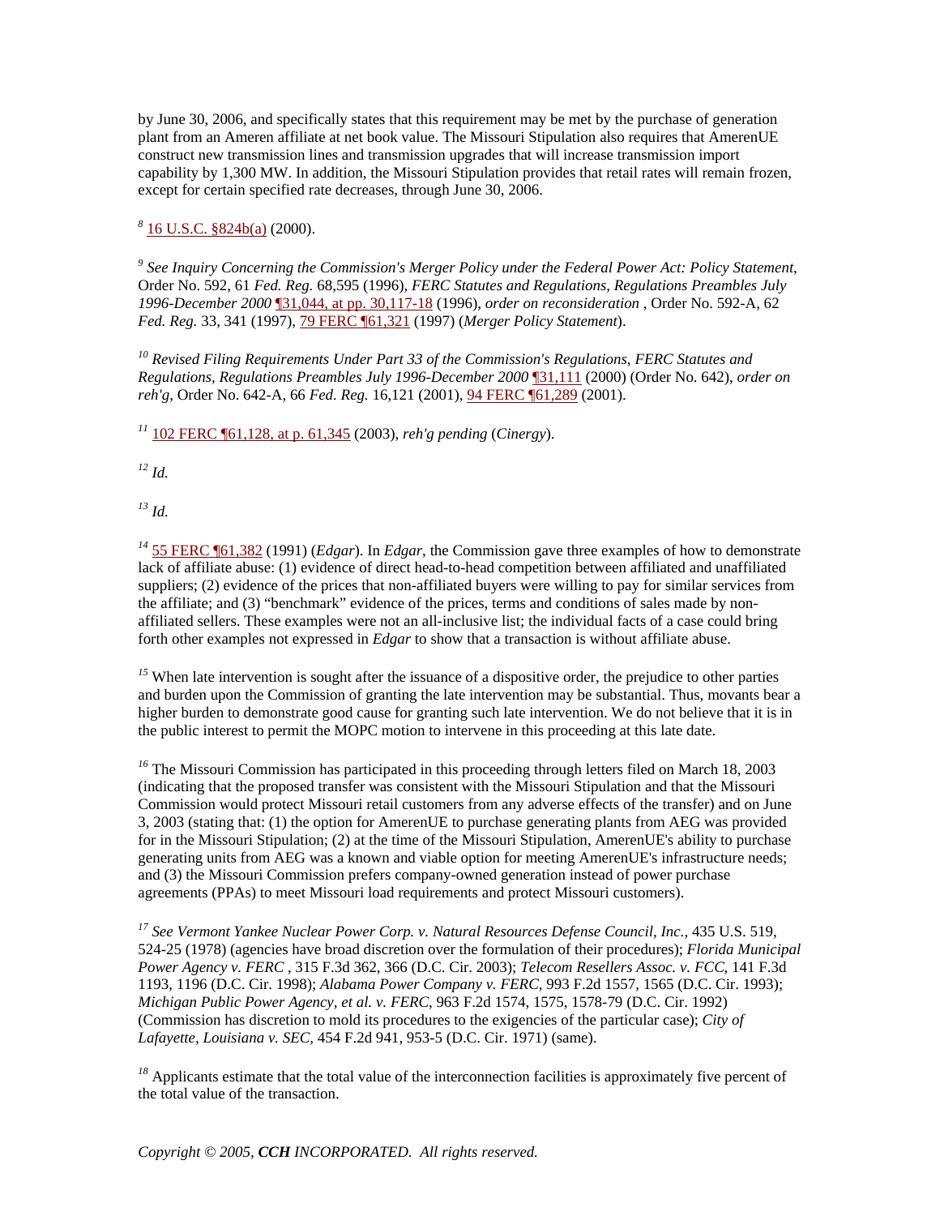by June 30, 2006, and specifically states that this requirement may be met by the purchase of generation plant from an Ameren affiliate at net book value. The Missouri Stipulation also requires that AmerenUE construct new transmission lines and transmission upgrades that will increase transmission import capability by 1,300 MW. In addition, the Missouri Stipulation provides that retail rates will remain frozen, except for certain specified rate decreases, through June 30, 2006.

[8] 16 U.S.C. §824b(a) (2000).

[9] *See Inquiry Concerning the Commission's Merger Policy under the Federal Power Act: Policy Statement*, Order No. 592, 61 *Fed. Reg.* 68,595 (1996), *FERC Statutes and Regulations, Regulations Preambles July 1996-December 2000* ¶31,044, at pp. 30,117-18 (1996), *order on reconsideration* , Order No. 592-A, 62 *Fed. Reg.* 33, 341 (1997), 79 FERC ¶61,321 (1997) (*Merger Policy Statement*).

[10] *Revised Filing Requirements Under Part 33 of the Commission's Regulations, FERC Statutes and Regulations, Regulations Preambles July 1996-December 2000* ¶31,111 (2000) (Order No. 642), *order on reh'g*, Order No. 642-A, 66 *Fed. Reg.* 16,121 (2001), 94 FERC ¶61,289 (2001).

[11] 102 FERC ¶61,128, at p. 61,345 (2003), *reh'g pending* (*Cinergy*).

[12] *Id.*

[13] *Id.*

[14] 55 FERC ¶61,382 (1991) (*Edgar*). In *Edgar*, the Commission gave three examples of how to demonstrate lack of affiliate abuse: (1) evidence of direct head-to-head competition between affiliated and unaffiliated suppliers; (2) evidence of the prices that non-affiliated buyers were willing to pay for similar services from the affiliate; and (3) "benchmark" evidence of the prices, terms and conditions of sales made by non-affiliated sellers. These examples were not an all-inclusive list; the individual facts of a case could bring forth other examples not expressed in *Edgar* to show that a transaction is without affiliate abuse.

[15] When late intervention is sought after the issuance of a dispositive order, the prejudice to other parties and burden upon the Commission of granting the late intervention may be substantial. Thus, movants bear a higher burden to demonstrate good cause for granting such late intervention. We do not believe that it is in the public interest to permit the MOPC motion to intervene in this proceeding at this late date.

[16] The Missouri Commission has participated in this proceeding through letters filed on March 18, 2003 (indicating that the proposed transfer was consistent with the Missouri Stipulation and that the Missouri Commission would protect Missouri retail customers from any adverse effects of the transfer) and on June 3, 2003 (stating that: (1) the option for AmerenUE to purchase generating plants from AEG was provided for in the Missouri Stipulation; (2) at the time of the Missouri Stipulation, AmerenUE's ability to purchase generating units from AEG was a known and viable option for meeting AmerenUE's infrastructure needs; and (3) the Missouri Commission prefers company-owned generation instead of power purchase agreements (PPAs) to meet Missouri load requirements and protect Missouri customers).

[17] *See Vermont Yankee Nuclear Power Corp. v. Natural Resources Defense Council, Inc.*, 435 U.S. 519, 524-25 (1978) (agencies have broad discretion over the formulation of their procedures); *Florida Municipal Power Agency v. FERC* , 315 F.3d 362, 366 (D.C. Cir. 2003); *Telecom Resellers Assoc. v. FCC*, 141 F.3d 1193, 1196 (D.C. Cir. 1998); *Alabama Power Company v. FERC*, 993 F.2d 1557, 1565 (D.C. Cir. 1993); *Michigan Public Power Agency, et al. v. FERC*, 963 F.2d 1574, 1575, 1578-79 (D.C. Cir. 1992) (Commission has discretion to mold its procedures to the exigencies of the particular case); *City of Lafayette, Louisiana v. SEC*, 454 F.2d 941, 953-5 (D.C. Cir. 1971) (same).

[18] Applicants estimate that the total value of the interconnection facilities is approximately five percent of the total value of the transaction.

*Copyright © 2005, **CCH** INCORPORATED. All rights reserved.*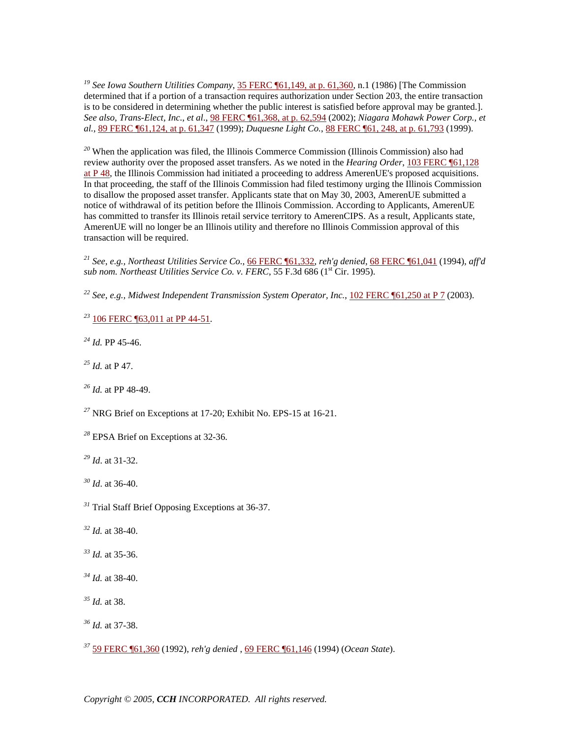[19] *See Iowa Southern Utilities Company*, 35 FERC ¶61,149, at p. 61,360, n.1 (1986) [The Commission determined that if a portion of a transaction requires authorization under Section 203, the entire transaction is to be considered in determining whether the public interest is satisfied before approval may be granted.]. *See also, Trans-Elect, Inc., et al*., 98 FERC ¶61,368, at p. 62,594 (2002); *Niagara Mohawk Power Corp., et al.*, 89 FERC ¶61,124, at p. 61,347 (1999); *Duquesne Light Co.*, 88 FERC ¶61, 248, at p. 61,793 (1999).

[20] When the application was filed, the Illinois Commerce Commission (Illinois Commission) also had review authority over the proposed asset transfers. As we noted in the *Hearing Order*, 103 FERC ¶61,128 at P 48, the Illinois Commission had initiated a proceeding to address AmerenUE's proposed acquisitions. In that proceeding, the staff of the Illinois Commission had filed testimony urging the Illinois Commission to disallow the proposed asset transfer. Applicants state that on May 30, 2003, AmerenUE submitted a notice of withdrawal of its petition before the Illinois Commission. According to Applicants, AmerenUE has committed to transfer its Illinois retail service territory to AmerenCIPS. As a result, Applicants state, AmerenUE will no longer be an Illinois utility and therefore no Illinois Commission approval of this transaction will be required.

[21] *See, e.g., Northeast Utilities Service Co.*, 66 FERC ¶61,332, *reh'g denied*, 68 FERC ¶61,041 (1994), *aff'd sub nom. Northeast Utilities Service Co. v. FERC*, 55 F.3d 686 (1st Cir. 1995).

[22] *See, e.g., Midwest Independent Transmission System Operator, Inc.*, 102 FERC ¶61,250 at P 7 (2003).

[23] 106 FERC ¶63,011 at PP 44-51.

[24] *Id.* PP 45-46.

[25] *Id.* at P 47.

[26] *Id.* at PP 48-49.

[27] NRG Brief on Exceptions at 17-20; Exhibit No. EPS-15 at 16-21.

[28] EPSA Brief on Exceptions at 32-36.

[29] *Id*. at 31-32.

[30] *Id*. at 36-40.

[31] Trial Staff Brief Opposing Exceptions at 36-37.

[32] *Id.* at 38-40.

[33] *Id.* at 35-36.

[34] *Id.* at 38-40.

[35] *Id.* at 38.

[36] *Id.* at 37-38.

[37] 59 FERC ¶61,360 (1992), *reh'g denied* , 69 FERC ¶61,146 (1994) (*Ocean State*).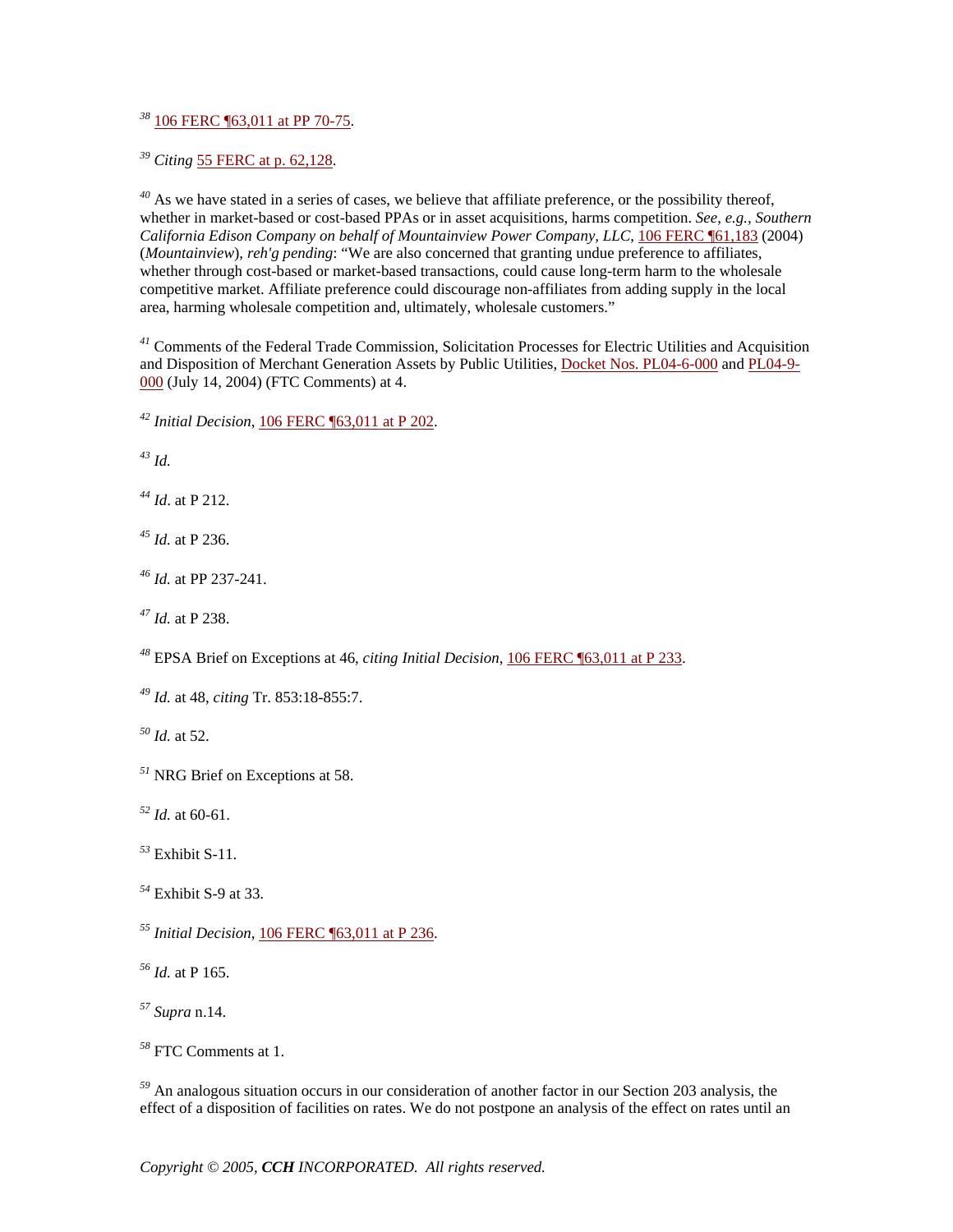[38] 106 FERC ¶63,011 at PP 70-75.

[39] *Citing* 55 FERC at p. 62,128.

[40] As we have stated in a series of cases, we believe that affiliate preference, or the possibility thereof, whether in market-based or cost-based PPAs or in asset acquisitions, harms competition. *See, e.g., Southern California Edison Company on behalf of Mountainview Power Company, LLC*, 106 FERC ¶61,183 (2004) (*Mountainview*), *reh'g pending*: "We are also concerned that granting undue preference to affiliates, whether through cost-based or market-based transactions, could cause long-term harm to the wholesale competitive market. Affiliate preference could discourage non-affiliates from adding supply in the local area, harming wholesale competition and, ultimately, wholesale customers."

[41] Comments of the Federal Trade Commission, Solicitation Processes for Electric Utilities and Acquisition and Disposition of Merchant Generation Assets by Public Utilities, Docket Nos. PL04-6-000 and PL04-9-000 (July 14, 2004) (FTC Comments) at 4.

[42] *Initial Decision*, 106 FERC ¶63,011 at P 202.

[43] *Id.*

[44] *Id*. at P 212.

[45] *Id.* at P 236.

[46] *Id.* at PP 237-241.

[47] *Id.* at P 238.

[48] EPSA Brief on Exceptions at 46, *citing Initial Decision*, 106 FERC ¶63,011 at P 233.

[49] *Id.* at 48, *citing* Tr. 853:18-855:7.

[50] *Id.* at 52.

[51] NRG Brief on Exceptions at 58.

[52] *Id.* at 60-61.

[53] Exhibit S-11.

[54] Exhibit S-9 at 33.

[55] *Initial Decision*, 106 FERC ¶63,011 at P 236.

[56] *Id.* at P 165.

[57] *Supra* n.14.

[58] FTC Comments at 1.

[59] An analogous situation occurs in our consideration of another factor in our Section 203 analysis, the effect of a disposition of facilities on rates. We do not postpone an analysis of the effect on rates until an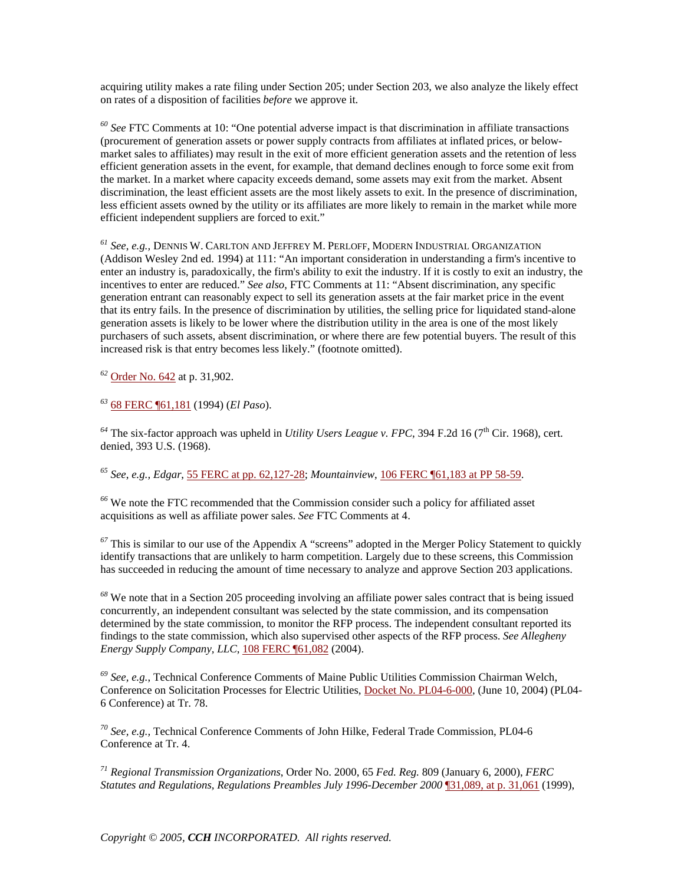acquiring utility makes a rate filing under Section 205; under Section 203, we also analyze the likely effect on rates of a disposition of facilities *before* we approve it.

[60] *See* FTC Comments at 10: "One potential adverse impact is that discrimination in affiliate transactions (procurement of generation assets or power supply contracts from affiliates at inflated prices, or below-market sales to affiliates) may result in the exit of more efficient generation assets and the retention of less efficient generation assets in the event, for example, that demand declines enough to force some exit from the market. In a market where capacity exceeds demand, some assets may exit from the market. Absent discrimination, the least efficient assets are the most likely assets to exit. In the presence of discrimination, less efficient assets owned by the utility or its affiliates are more likely to remain in the market while more efficient independent suppliers are forced to exit."

[61] *See, e.g.,* DENNIS W. CARLTON AND JEFFREY M. PERLOFF, MODERN INDUSTRIAL ORGANIZATION (Addison Wesley 2nd ed. 1994) at 111: "An important consideration in understanding a firm's incentive to enter an industry is, paradoxically, the firm's ability to exit the industry. If it is costly to exit an industry, the incentives to enter are reduced." *See also,* FTC Comments at 11: "Absent discrimination, any specific generation entrant can reasonably expect to sell its generation assets at the fair market price in the event that its entry fails. In the presence of discrimination by utilities, the selling price for liquidated stand-alone generation assets is likely to be lower where the distribution utility in the area is one of the most likely purchasers of such assets, absent discrimination, or where there are few potential buyers. The result of this increased risk is that entry becomes less likely." (footnote omitted).

[62] Order No. 642 at p. 31,902.

[63] 68 FERC ¶61,181 (1994) (*El Paso*).

[64] The six-factor approach was upheld in *Utility Users League v. FPC*, 394 F.2d 16 (7th Cir. 1968), cert. denied, 393 U.S. (1968).

[65] *See, e.g., Edgar*, 55 FERC at pp. 62,127-28; *Mountainview*, 106 FERC ¶61,183 at PP 58-59.

[66] We note the FTC recommended that the Commission consider such a policy for affiliated asset acquisitions as well as affiliate power sales. *See* FTC Comments at 4.

[67] This is similar to our use of the Appendix A "screens" adopted in the Merger Policy Statement to quickly identify transactions that are unlikely to harm competition. Largely due to these screens, this Commission has succeeded in reducing the amount of time necessary to analyze and approve Section 203 applications.

[68] We note that in a Section 205 proceeding involving an affiliate power sales contract that is being issued concurrently, an independent consultant was selected by the state commission, and its compensation determined by the state commission, to monitor the RFP process. The independent consultant reported its findings to the state commission, which also supervised other aspects of the RFP process. *See Allegheny Energy Supply Company, LLC*, 108 FERC ¶61,082 (2004).

[69] *See, e.g.,* Technical Conference Comments of Maine Public Utilities Commission Chairman Welch, Conference on Solicitation Processes for Electric Utilities, Docket No. PL04-6-000, (June 10, 2004) (PL04-6 Conference) at Tr. 78.

[70] *See, e.g.,* Technical Conference Comments of John Hilke, Federal Trade Commission, PL04-6 Conference at Tr. 4.

[71] *Regional Transmission Organizations*, Order No. 2000, 65 *Fed. Reg.* 809 (January 6, 2000), *FERC Statutes and Regulations, Regulations Preambles July 1996-December 2000* ¶31,089, at p. 31,061 (1999),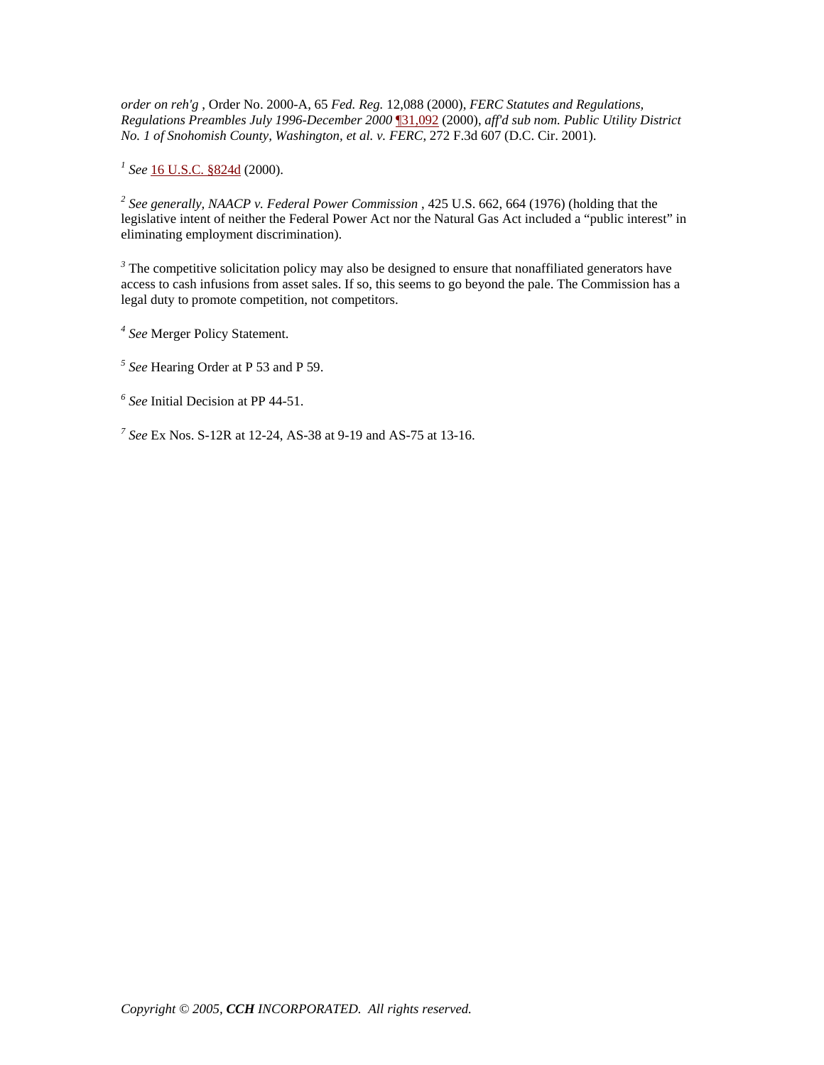*order on reh'g* , Order No. 2000-A, 65 *Fed. Reg.* 12,088 (2000), *FERC Statutes and Regulations, Regulations Preambles July 1996-December 2000* ¶31,092 (2000), *aff'd sub nom. Public Utility District No. 1 of Snohomish County, Washington, et al. v. FERC,* 272 F.3d 607 (D.C. Cir. 2001).

[1] *See* 16 U.S.C. §824d (2000).

[2] *See generally, NAACP v. Federal Power Commission* , 425 U.S. 662, 664 (1976) (holding that the legislative intent of neither the Federal Power Act nor the Natural Gas Act included a "public interest" in eliminating employment discrimination).

[3] The competitive solicitation policy may also be designed to ensure that nonaffiliated generators have access to cash infusions from asset sales. If so, this seems to go beyond the pale. The Commission has a legal duty to promote competition, not competitors.

[4] *See* Merger Policy Statement.

[5] *See* Hearing Order at P 53 and P 59.

[6] *See* Initial Decision at PP 44-51.

[7] *See* Ex Nos. S-12R at 12-24, AS-38 at 9-19 and AS-75 at 13-16.

*Copyright © 2005, **CCH** INCORPORATED. All rights reserved.*